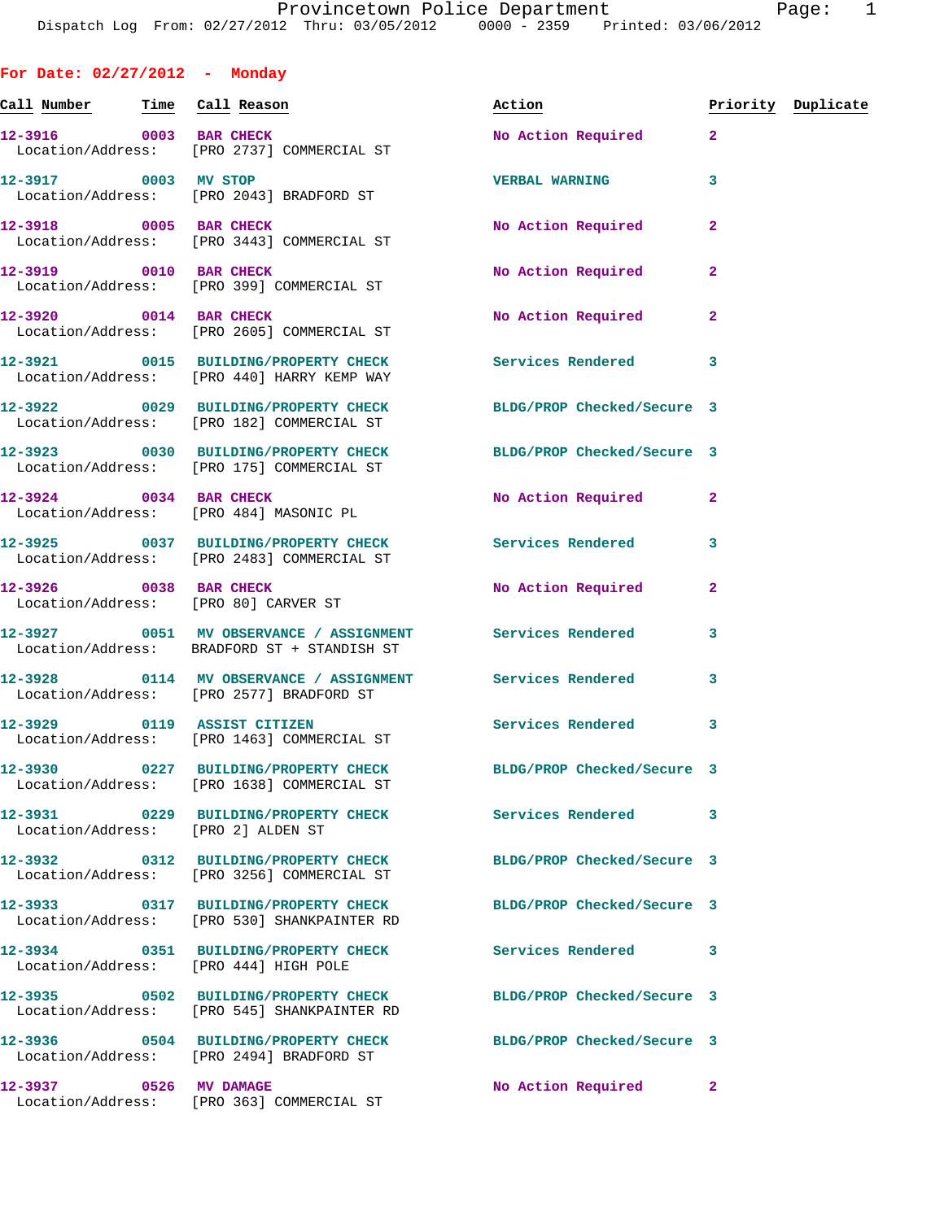Provincetown Police Department
Dispatch Log From: 02/27/2012 Thru: 03/05/2012 0000 - 2359 Printed: 03/06/2012

## For Date: 02/27/2012 - Monday

| Call Number | Time | Call Reason | Action | Priority | Duplicate |
|---|---|---|---|---|---|
| 12-3916 | 0003 | BAR CHECK | No Action Required | 2 | |
| Location/Address: | | [PRO 2737] COMMERCIAL ST | | | |
| 12-3917 | 0003 | MV STOP | VERBAL WARNING | 3 | |
| Location/Address: | | [PRO 2043] BRADFORD ST | | | |
| 12-3918 | 0005 | BAR CHECK | No Action Required | 2 | |
| Location/Address: | | [PRO 3443] COMMERCIAL ST | | | |
| 12-3919 | 0010 | BAR CHECK | No Action Required | 2 | |
| Location/Address: | | [PRO 399] COMMERCIAL ST | | | |
| 12-3920 | 0014 | BAR CHECK | No Action Required | 2 | |
| Location/Address: | | [PRO 2605] COMMERCIAL ST | | | |
| 12-3921 | 0015 | BUILDING/PROPERTY CHECK | Services Rendered | 3 | |
| Location/Address: | | [PRO 440] HARRY KEMP WAY | | | |
| 12-3922 | 0029 | BUILDING/PROPERTY CHECK | BLDG/PROP Checked/Secure | 3 | |
| Location/Address: | | [PRO 182] COMMERCIAL ST | | | |
| 12-3923 | 0030 | BUILDING/PROPERTY CHECK | BLDG/PROP Checked/Secure | 3 | |
| Location/Address: | | [PRO 175] COMMERCIAL ST | | | |
| 12-3924 | 0034 | BAR CHECK | No Action Required | 2 | |
| Location/Address: | | [PRO 484] MASONIC PL | | | |
| 12-3925 | 0037 | BUILDING/PROPERTY CHECK | Services Rendered | 3 | |
| Location/Address: | | [PRO 2483] COMMERCIAL ST | | | |
| 12-3926 | 0038 | BAR CHECK | No Action Required | 2 | |
| Location/Address: | | [PRO 80] CARVER ST | | | |
| 12-3927 | 0051 | MV OBSERVANCE / ASSIGNMENT | Services Rendered | 3 | |
| Location/Address: | | BRADFORD ST + STANDISH ST | | | |
| 12-3928 | 0114 | MV OBSERVANCE / ASSIGNMENT | Services Rendered | 3 | |
| Location/Address: | | [PRO 2577] BRADFORD ST | | | |
| 12-3929 | 0119 | ASSIST CITIZEN | Services Rendered | 3 | |
| Location/Address: | | [PRO 1463] COMMERCIAL ST | | | |
| 12-3930 | 0227 | BUILDING/PROPERTY CHECK | BLDG/PROP Checked/Secure | 3 | |
| Location/Address: | | [PRO 1638] COMMERCIAL ST | | | |
| 12-3931 | 0229 | BUILDING/PROPERTY CHECK | Services Rendered | 3 | |
| Location/Address: | | [PRO 2] ALDEN ST | | | |
| 12-3932 | 0312 | BUILDING/PROPERTY CHECK | BLDG/PROP Checked/Secure | 3 | |
| Location/Address: | | [PRO 3256] COMMERCIAL ST | | | |
| 12-3933 | 0317 | BUILDING/PROPERTY CHECK | BLDG/PROP Checked/Secure | 3 | |
| Location/Address: | | [PRO 530] SHANKPAINTER RD | | | |
| 12-3934 | 0351 | BUILDING/PROPERTY CHECK | Services Rendered | 3 | |
| Location/Address: | | [PRO 444] HIGH POLE | | | |
| 12-3935 | 0502 | BUILDING/PROPERTY CHECK | BLDG/PROP Checked/Secure | 3 | |
| Location/Address: | | [PRO 545] SHANKPAINTER RD | | | |
| 12-3936 | 0504 | BUILDING/PROPERTY CHECK | BLDG/PROP Checked/Secure | 3 | |
| Location/Address: | | [PRO 2494] BRADFORD ST | | | |
| 12-3937 | 0526 | MV DAMAGE | No Action Required | 2 | |
| Location/Address: | | [PRO 363] COMMERCIAL ST | | | |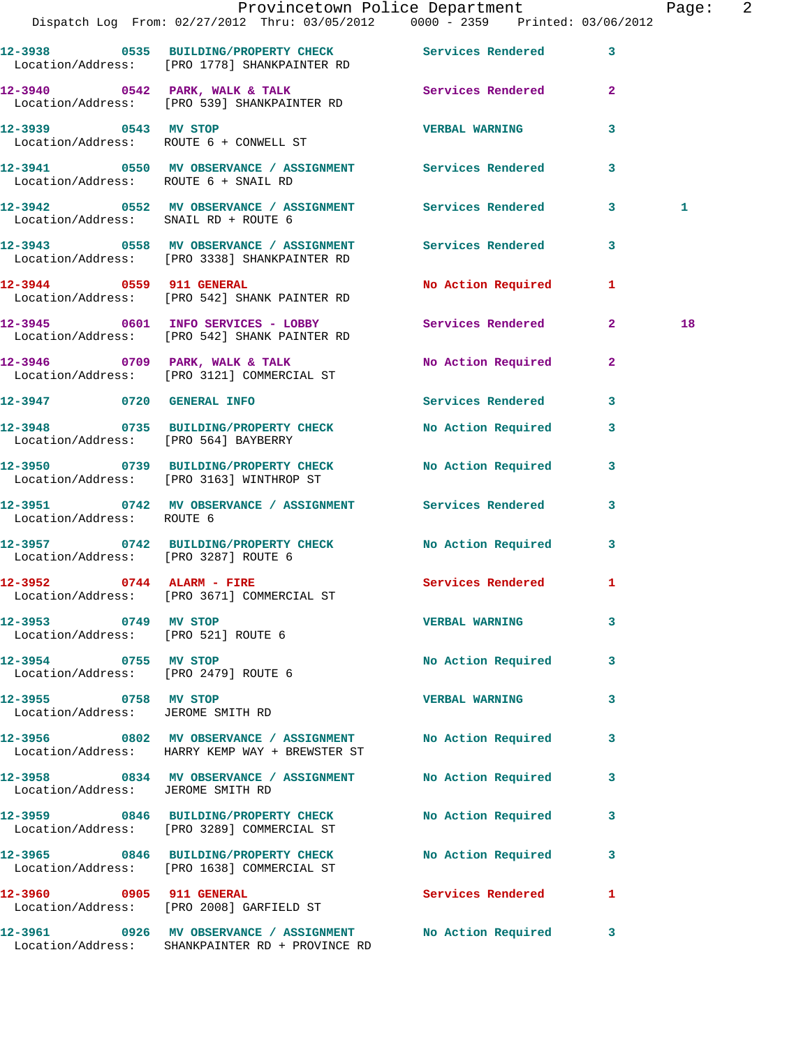12-3938 0535 BUILDING/PROPERTY CHECK Services Rendered 3
Location/Address: [PRO 1778] SHANKPAINTER RD

12-3940 0542 PARK, WALK & TALK Services Rendered 2
Location/Address: [PRO 539] SHANKPAINTER RD

12-3939 0543 MV STOP VERBAL WARNING 3
Location/Address: ROUTE 6 + CONWELL ST

12-3941 0550 MV OBSERVANCE / ASSIGNMENT Services Rendered 3
Location/Address: ROUTE 6 + SNAIL RD

12-3942 0552 MV OBSERVANCE / ASSIGNMENT Services Rendered 3 1
Location/Address: SNAIL RD + ROUTE 6

12-3943 0558 MV OBSERVANCE / ASSIGNMENT Services Rendered 3
Location/Address: [PRO 3338] SHANKPAINTER RD

12-3944 0559 911 GENERAL No Action Required 1
Location/Address: [PRO 542] SHANK PAINTER RD

12-3945 0601 INFO SERVICES - LOBBY Services Rendered 2 18
Location/Address: [PRO 542] SHANK PAINTER RD

12-3946 0709 PARK, WALK & TALK No Action Required 2
Location/Address: [PRO 3121] COMMERCIAL ST

12-3947 0720 GENERAL INFO Services Rendered 3

12-3948 0735 BUILDING/PROPERTY CHECK No Action Required 3
Location/Address: [PRO 564] BAYBERRY

12-3950 0739 BUILDING/PROPERTY CHECK No Action Required 3
Location/Address: [PRO 3163] WINTHROP ST

12-3951 0742 MV OBSERVANCE / ASSIGNMENT Services Rendered 3
Location/Address: ROUTE 6

12-3957 0742 BUILDING/PROPERTY CHECK No Action Required 3
Location/Address: [PRO 3287] ROUTE 6

12-3952 0744 ALARM - FIRE Services Rendered 1
Location/Address: [PRO 3671] COMMERCIAL ST

12-3953 0749 MV STOP VERBAL WARNING 3
Location/Address: [PRO 521] ROUTE 6

12-3954 0755 MV STOP No Action Required 3
Location/Address: [PRO 2479] ROUTE 6

12-3955 0758 MV STOP VERBAL WARNING 3
Location/Address: JEROME SMITH RD

12-3956 0802 MV OBSERVANCE / ASSIGNMENT No Action Required 3
Location/Address: HARRY KEMP WAY + BREWSTER ST

12-3958 0834 MV OBSERVANCE / ASSIGNMENT No Action Required 3
Location/Address: JEROME SMITH RD

12-3959 0846 BUILDING/PROPERTY CHECK No Action Required 3
Location/Address: [PRO 3289] COMMERCIAL ST

12-3965 0846 BUILDING/PROPERTY CHECK No Action Required 3
Location/Address: [PRO 1638] COMMERCIAL ST

12-3960 0905 911 GENERAL Services Rendered 1
Location/Address: [PRO 2008] GARFIELD ST

12-3961 0926 MV OBSERVANCE / ASSIGNMENT No Action Required 3
Location/Address: SHANKPAINTER RD + PROVINCE RD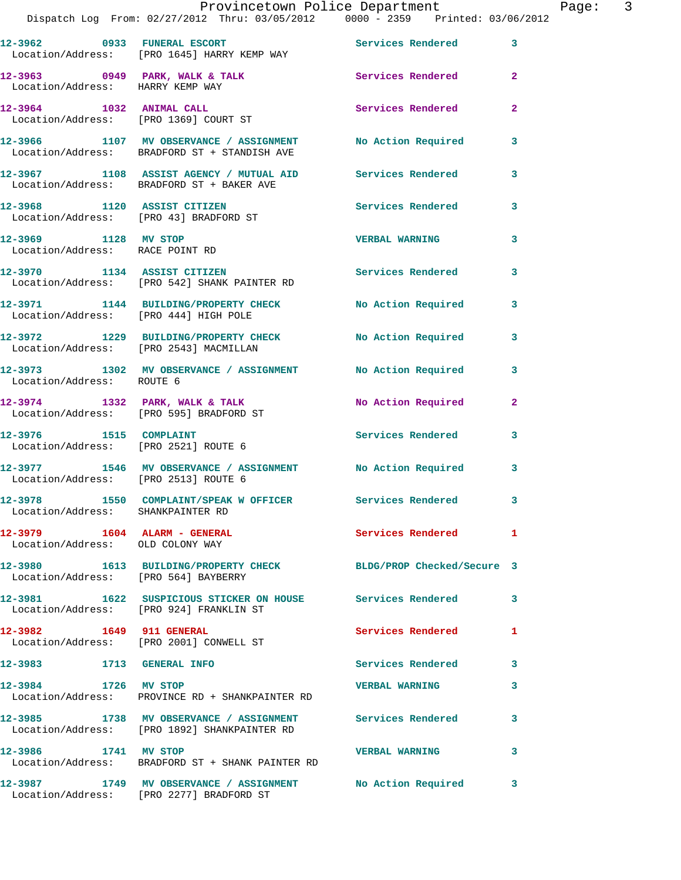12-3962 0933 FUNERAL ESCORT Services Rendered 3
Location/Address: [PRO 1645] HARRY KEMP WAY

12-3963 0949 PARK, WALK & TALK Services Rendered 2
Location/Address: HARRY KEMP WAY

12-3964 1032 ANIMAL CALL Services Rendered 2
Location/Address: [PRO 1369] COURT ST

12-3966 1107 MV OBSERVANCE / ASSIGNMENT No Action Required 3
Location/Address: BRADFORD ST + STANDISH AVE

12-3967 1108 ASSIST AGENCY / MUTUAL AID Services Rendered 3
Location/Address: BRADFORD ST + BAKER AVE

12-3968 1120 ASSIST CITIZEN Services Rendered 3
Location/Address: [PRO 43] BRADFORD ST

12-3969 1128 MV STOP VERBAL WARNING 3
Location/Address: RACE POINT RD

12-3970 1134 ASSIST CITIZEN Services Rendered 3
Location/Address: [PRO 542] SHANK PAINTER RD

12-3971 1144 BUILDING/PROPERTY CHECK No Action Required 3
Location/Address: [PRO 444] HIGH POLE

12-3972 1229 BUILDING/PROPERTY CHECK No Action Required 3
Location/Address: [PRO 2543] MACMILLAN

12-3973 1302 MV OBSERVANCE / ASSIGNMENT No Action Required 3
Location/Address: ROUTE 6

12-3974 1332 PARK, WALK & TALK No Action Required 2
Location/Address: [PRO 595] BRADFORD ST

12-3976 1515 COMPLAINT Services Rendered 3
Location/Address: [PRO 2521] ROUTE 6

12-3977 1546 MV OBSERVANCE / ASSIGNMENT No Action Required 3
Location/Address: [PRO 2513] ROUTE 6

12-3978 1550 COMPLAINT/SPEAK W OFFICER Services Rendered 3
Location/Address: SHANKPAINTER RD

12-3979 1604 ALARM - GENERAL Services Rendered 1
Location/Address: OLD COLONY WAY

12-3980 1613 BUILDING/PROPERTY CHECK BLDG/PROP Checked/Secure 3
Location/Address: [PRO 564] BAYBERRY

12-3981 1622 SUSPICIOUS STICKER ON HOUSE Services Rendered 3
Location/Address: [PRO 924] FRANKLIN ST

12-3982 1649 911 GENERAL Services Rendered 1
Location/Address: [PRO 2001] CONWELL ST

12-3983 1713 GENERAL INFO Services Rendered 3

12-3984 1726 MV STOP VERBAL WARNING 3
Location/Address: PROVINCE RD + SHANKPAINTER RD

12-3985 1738 MV OBSERVANCE / ASSIGNMENT Services Rendered 3
Location/Address: [PRO 1892] SHANKPAINTER RD

12-3986 1741 MV STOP VERBAL WARNING 3
Location/Address: BRADFORD ST + SHANK PAINTER RD

12-3987 1749 MV OBSERVANCE / ASSIGNMENT No Action Required 3
Location/Address: [PRO 2277] BRADFORD ST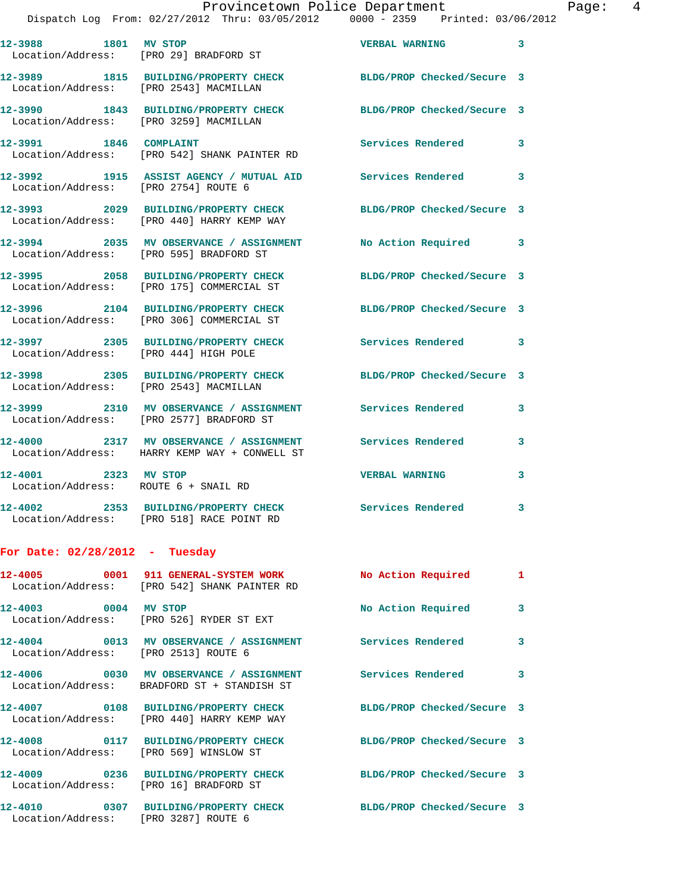12-3988 1801 MV STOP VERBAL WARNING 3
Location/Address: [PRO 29] BRADFORD ST

12-3989 1815 BUILDING/PROPERTY CHECK BLDG/PROP Checked/Secure 3
Location/Address: [PRO 2543] MACMILLAN

12-3990 1843 BUILDING/PROPERTY CHECK BLDG/PROP Checked/Secure 3
Location/Address: [PRO 3259] MACMILLAN

12-3991 1846 COMPLAINT Services Rendered 3
Location/Address: [PRO 542] SHANK PAINTER RD

12-3992 1915 ASSIST AGENCY / MUTUAL AID Services Rendered 3
Location/Address: [PRO 2754] ROUTE 6

12-3993 2029 BUILDING/PROPERTY CHECK BLDG/PROP Checked/Secure 3
Location/Address: [PRO 440] HARRY KEMP WAY

12-3994 2035 MV OBSERVANCE / ASSIGNMENT No Action Required 3
Location/Address: [PRO 595] BRADFORD ST

12-3995 2058 BUILDING/PROPERTY CHECK BLDG/PROP Checked/Secure 3
Location/Address: [PRO 175] COMMERCIAL ST

12-3996 2104 BUILDING/PROPERTY CHECK BLDG/PROP Checked/Secure 3
Location/Address: [PRO 306] COMMERCIAL ST

12-3997 2305 BUILDING/PROPERTY CHECK Services Rendered 3
Location/Address: [PRO 444] HIGH POLE

12-3998 2305 BUILDING/PROPERTY CHECK BLDG/PROP Checked/Secure 3
Location/Address: [PRO 2543] MACMILLAN

12-3999 2310 MV OBSERVANCE / ASSIGNMENT Services Rendered 3
Location/Address: [PRO 2577] BRADFORD ST

12-4000 2317 MV OBSERVANCE / ASSIGNMENT Services Rendered 3
Location/Address: HARRY KEMP WAY + CONWELL ST

12-4001 2323 MV STOP VERBAL WARNING 3
Location/Address: ROUTE 6 + SNAIL RD

12-4002 2353 BUILDING/PROPERTY CHECK Services Rendered 3
Location/Address: [PRO 518] RACE POINT RD

## For Date: 02/28/2012 - Tuesday

12-4005 0001 911 GENERAL-SYSTEM WORK No Action Required 1
Location/Address: [PRO 542] SHANK PAINTER RD

12-4003 0004 MV STOP No Action Required 3
Location/Address: [PRO 526] RYDER ST EXT

12-4004 0013 MV OBSERVANCE / ASSIGNMENT Services Rendered 3
Location/Address: [PRO 2513] ROUTE 6

12-4006 0030 MV OBSERVANCE / ASSIGNMENT Services Rendered 3
Location/Address: BRADFORD ST + STANDISH ST

12-4007 0108 BUILDING/PROPERTY CHECK BLDG/PROP Checked/Secure 3
Location/Address: [PRO 440] HARRY KEMP WAY

12-4008 0117 BUILDING/PROPERTY CHECK BLDG/PROP Checked/Secure 3
Location/Address: [PRO 569] WINSLOW ST

12-4009 0236 BUILDING/PROPERTY CHECK BLDG/PROP Checked/Secure 3
Location/Address: [PRO 16] BRADFORD ST

12-4010 0307 BUILDING/PROPERTY CHECK BLDG/PROP Checked/Secure 3
Location/Address: [PRO 3287] ROUTE 6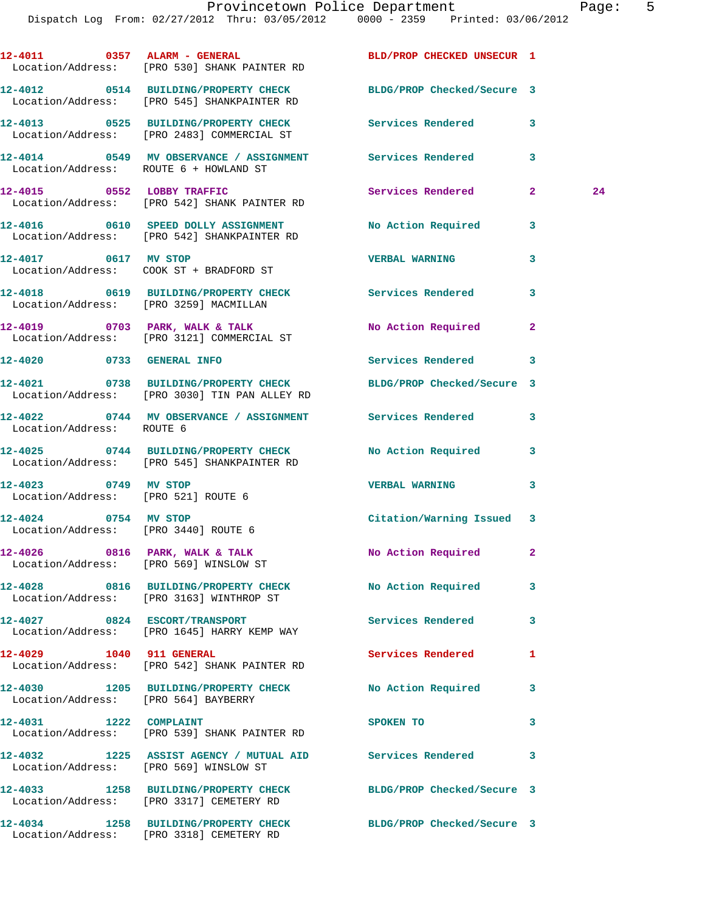12-4011 0357 ALARM - GENERAL BLD/PROP CHECKED UNSECUR 1
Location/Address: [PRO 530] SHANK PAINTER RD

12-4012 0514 BUILDING/PROPERTY CHECK BLDG/PROP Checked/Secure 3
Location/Address: [PRO 545] SHANKPAINTER RD

12-4013 0525 BUILDING/PROPERTY CHECK Services Rendered 3
Location/Address: [PRO 2483] COMMERCIAL ST

12-4014 0549 MV OBSERVANCE / ASSIGNMENT Services Rendered 3
Location/Address: ROUTE 6 + HOWLAND ST

12-4015 0552 LOBBY TRAFFIC Services Rendered 2 24
Location/Address: [PRO 542] SHANK PAINTER RD

12-4016 0610 SPEED DOLLY ASSIGNMENT No Action Required 3
Location/Address: [PRO 542] SHANKPAINTER RD

12-4017 0617 MV STOP VERBAL WARNING 3
Location/Address: COOK ST + BRADFORD ST

12-4018 0619 BUILDING/PROPERTY CHECK Services Rendered 3
Location/Address: [PRO 3259] MACMILLAN

12-4019 0703 PARK, WALK & TALK No Action Required 2
Location/Address: [PRO 3121] COMMERCIAL ST

12-4020 0733 GENERAL INFO Services Rendered 3

12-4021 0738 BUILDING/PROPERTY CHECK BLDG/PROP Checked/Secure 3
Location/Address: [PRO 3030] TIN PAN ALLEY RD

12-4022 0744 MV OBSERVANCE / ASSIGNMENT Services Rendered 3
Location/Address: ROUTE 6

12-4025 0744 BUILDING/PROPERTY CHECK No Action Required 3
Location/Address: [PRO 545] SHANKPAINTER RD

12-4023 0749 MV STOP VERBAL WARNING 3
Location/Address: [PRO 521] ROUTE 6

12-4024 0754 MV STOP Citation/Warning Issued 3
Location/Address: [PRO 3440] ROUTE 6

12-4026 0816 PARK, WALK & TALK No Action Required 2
Location/Address: [PRO 569] WINSLOW ST

12-4028 0816 BUILDING/PROPERTY CHECK No Action Required 3
Location/Address: [PRO 3163] WINTHROP ST

12-4027 0824 ESCORT/TRANSPORT Services Rendered 3
Location/Address: [PRO 1645] HARRY KEMP WAY

12-4029 1040 911 GENERAL Services Rendered 1
Location/Address: [PRO 542] SHANK PAINTER RD

12-4030 1205 BUILDING/PROPERTY CHECK No Action Required 3
Location/Address: [PRO 564] BAYBERRY

12-4031 1222 COMPLAINT SPOKEN TO 3
Location/Address: [PRO 539] SHANK PAINTER RD

12-4032 1225 ASSIST AGENCY / MUTUAL AID Services Rendered 3
Location/Address: [PRO 569] WINSLOW ST

12-4033 1258 BUILDING/PROPERTY CHECK BLDG/PROP Checked/Secure 3
Location/Address: [PRO 3317] CEMETERY RD

12-4034 1258 BUILDING/PROPERTY CHECK BLDG/PROP Checked/Secure 3
Location/Address: [PRO 3318] CEMETERY RD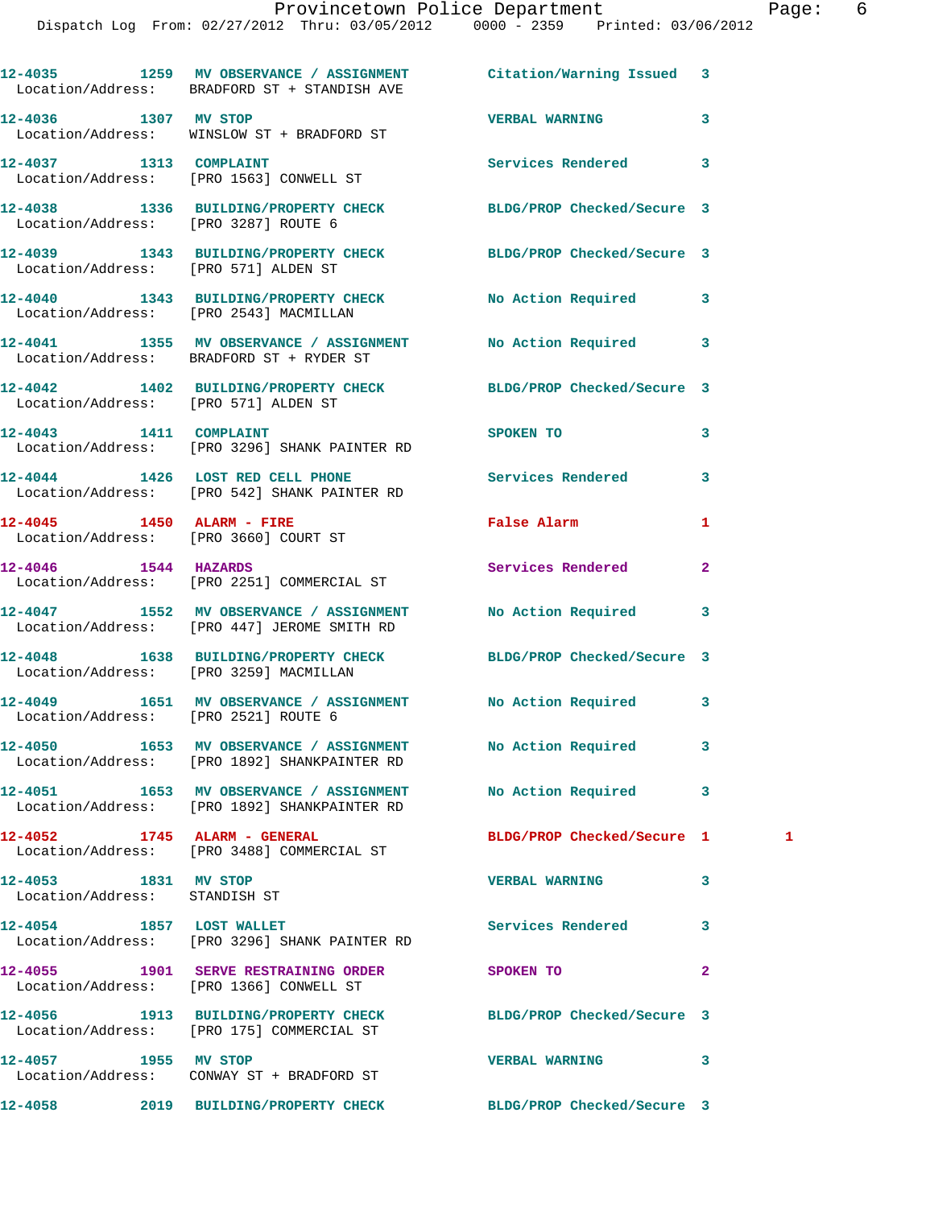12-4035 1259 MV OBSERVANCE / ASSIGNMENT Citation/Warning Issued 3
Location/Address: BRADFORD ST + STANDISH AVE

12-4036 1307 MV STOP VERBAL WARNING 3
Location/Address: WINSLOW ST + BRADFORD ST

12-4037 1313 COMPLAINT Services Rendered 3
Location/Address: [PRO 1563] CONWELL ST

12-4038 1336 BUILDING/PROPERTY CHECK BLDG/PROP Checked/Secure 3
Location/Address: [PRO 3287] ROUTE 6

12-4039 1343 BUILDING/PROPERTY CHECK BLDG/PROP Checked/Secure 3
Location/Address: [PRO 571] ALDEN ST

12-4040 1343 BUILDING/PROPERTY CHECK No Action Required 3
Location/Address: [PRO 2543] MACMILLAN

12-4041 1355 MV OBSERVANCE / ASSIGNMENT No Action Required 3
Location/Address: BRADFORD ST + RYDER ST

12-4042 1402 BUILDING/PROPERTY CHECK BLDG/PROP Checked/Secure 3
Location/Address: [PRO 571] ALDEN ST

12-4043 1411 COMPLAINT SPOKEN TO 3
Location/Address: [PRO 3296] SHANK PAINTER RD

12-4044 1426 LOST RED CELL PHONE Services Rendered 3
Location/Address: [PRO 542] SHANK PAINTER RD

12-4045 1450 ALARM - FIRE False Alarm 1
Location/Address: [PRO 3660] COURT ST

12-4046 1544 HAZARDS Services Rendered 2
Location/Address: [PRO 2251] COMMERCIAL ST

12-4047 1552 MV OBSERVANCE / ASSIGNMENT No Action Required 3
Location/Address: [PRO 447] JEROME SMITH RD

12-4048 1638 BUILDING/PROPERTY CHECK BLDG/PROP Checked/Secure 3
Location/Address: [PRO 3259] MACMILLAN

12-4049 1651 MV OBSERVANCE / ASSIGNMENT No Action Required 3
Location/Address: [PRO 2521] ROUTE 6

12-4050 1653 MV OBSERVANCE / ASSIGNMENT No Action Required 3
Location/Address: [PRO 1892] SHANKPAINTER RD

12-4051 1653 MV OBSERVANCE / ASSIGNMENT No Action Required 3
Location/Address: [PRO 1892] SHANKPAINTER RD

12-4052 1745 ALARM - GENERAL BLDG/PROP Checked/Secure 1 1
Location/Address: [PRO 3488] COMMERCIAL ST

12-4053 1831 MV STOP VERBAL WARNING 3
Location/Address: STANDISH ST

12-4054 1857 LOST WALLET Services Rendered 3
Location/Address: [PRO 3296] SHANK PAINTER RD

12-4055 1901 SERVE RESTRAINING ORDER SPOKEN TO 2
Location/Address: [PRO 1366] CONWELL ST

12-4056 1913 BUILDING/PROPERTY CHECK BLDG/PROP Checked/Secure 3
Location/Address: [PRO 175] COMMERCIAL ST

12-4057 1955 MV STOP VERBAL WARNING 3
Location/Address: CONWAY ST + BRADFORD ST

12-4058 2019 BUILDING/PROPERTY CHECK BLDG/PROP Checked/Secure 3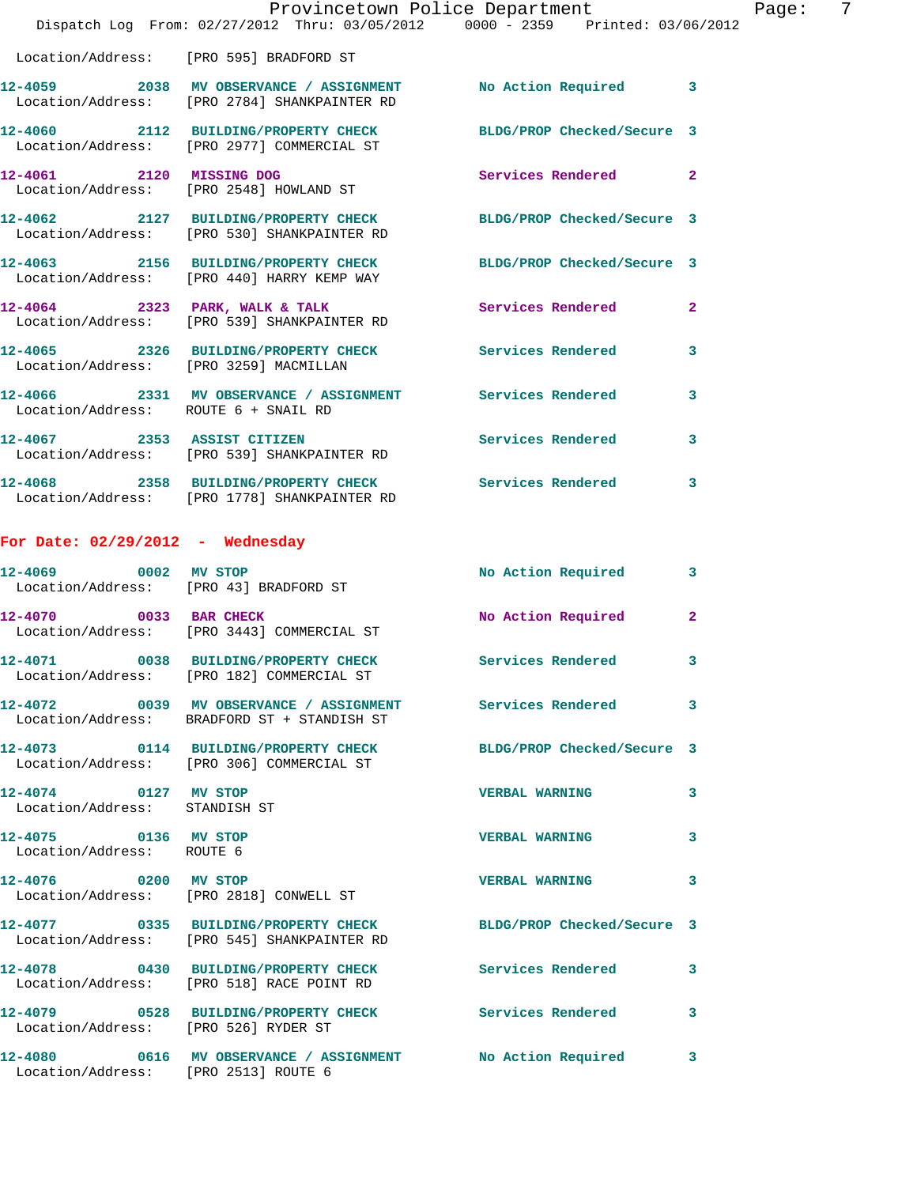Location/Address: [PRO 595] BRADFORD ST

12-4059 2038 MV OBSERVANCE / ASSIGNMENT No Action Required 3
Location/Address: [PRO 2784] SHANKPAINTER RD

12-4060 2112 BUILDING/PROPERTY CHECK BLDG/PROP Checked/Secure 3
Location/Address: [PRO 2977] COMMERCIAL ST

12-4061 2120 MISSING DOG Services Rendered 2
Location/Address: [PRO 2548] HOWLAND ST

12-4062 2127 BUILDING/PROPERTY CHECK BLDG/PROP Checked/Secure 3
Location/Address: [PRO 530] SHANKPAINTER RD

12-4063 2156 BUILDING/PROPERTY CHECK BLDG/PROP Checked/Secure 3
Location/Address: [PRO 440] HARRY KEMP WAY

12-4064 2323 PARK, WALK & TALK Services Rendered 2
Location/Address: [PRO 539] SHANKPAINTER RD

12-4065 2326 BUILDING/PROPERTY CHECK Services Rendered 3
Location/Address: [PRO 3259] MACMILLAN

12-4066 2331 MV OBSERVANCE / ASSIGNMENT Services Rendered 3
Location/Address: ROUTE 6 + SNAIL RD

12-4067 2353 ASSIST CITIZEN Services Rendered 3
Location/Address: [PRO 539] SHANKPAINTER RD

12-4068 2358 BUILDING/PROPERTY CHECK Services Rendered 3
Location/Address: [PRO 1778] SHANKPAINTER RD

**For Date: 02/29/2012 - Wednesday**

12-4069 0002 MV STOP No Action Required 3
Location/Address: [PRO 43] BRADFORD ST

12-4070 0033 BAR CHECK No Action Required 2
Location/Address: [PRO 3443] COMMERCIAL ST

12-4071 0038 BUILDING/PROPERTY CHECK Services Rendered 3
Location/Address: [PRO 182] COMMERCIAL ST

12-4072 0039 MV OBSERVANCE / ASSIGNMENT Services Rendered 3
Location/Address: BRADFORD ST + STANDISH ST

12-4073 0114 BUILDING/PROPERTY CHECK BLDG/PROP Checked/Secure 3
Location/Address: [PRO 306] COMMERCIAL ST

12-4074 0127 MV STOP VERBAL WARNING 3
Location/Address: STANDISH ST

12-4075 0136 MV STOP VERBAL WARNING 3
Location/Address: ROUTE 6

12-4076 0200 MV STOP VERBAL WARNING 3
Location/Address: [PRO 2818] CONWELL ST

12-4077 0335 BUILDING/PROPERTY CHECK BLDG/PROP Checked/Secure 3
Location/Address: [PRO 545] SHANKPAINTER RD

12-4078 0430 BUILDING/PROPERTY CHECK Services Rendered 3
Location/Address: [PRO 518] RACE POINT RD

12-4079 0528 BUILDING/PROPERTY CHECK Services Rendered 3
Location/Address: [PRO 526] RYDER ST

12-4080 0616 MV OBSERVANCE / ASSIGNMENT No Action Required 3
Location/Address: [PRO 2513] ROUTE 6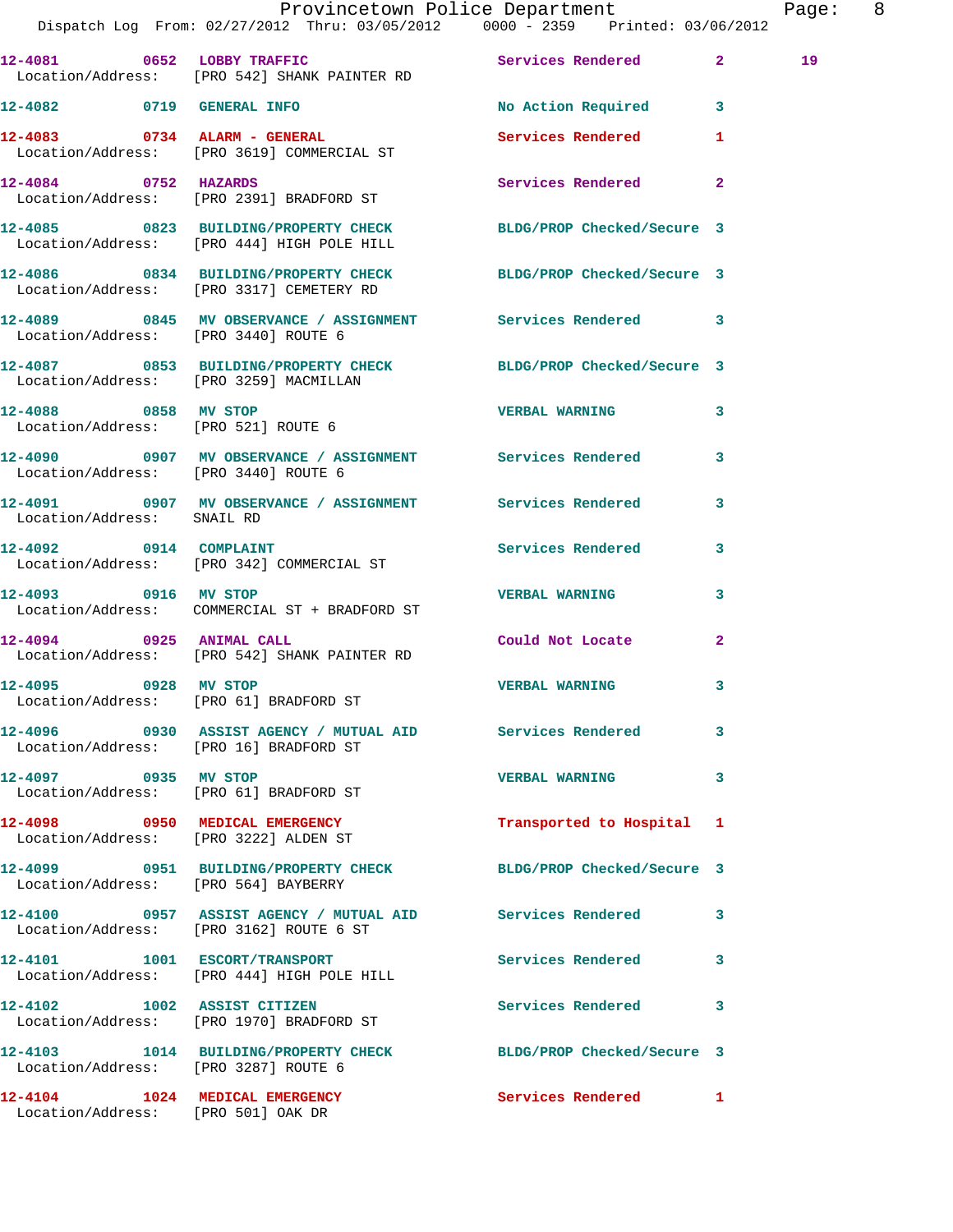12-4081 0652 LOBBY TRAFFIC Services Rendered 2 19
Location/Address: [PRO 542] SHANK PAINTER RD

12-4082 0719 GENERAL INFO No Action Required 3

12-4083 0734 ALARM - GENERAL Services Rendered 1
Location/Address: [PRO 3619] COMMERCIAL ST

12-4084 0752 HAZARDS Services Rendered 2
Location/Address: [PRO 2391] BRADFORD ST

12-4085 0823 BUILDING/PROPERTY CHECK BLDG/PROP Checked/Secure 3
Location/Address: [PRO 444] HIGH POLE HILL

12-4086 0834 BUILDING/PROPERTY CHECK BLDG/PROP Checked/Secure 3
Location/Address: [PRO 3317] CEMETERY RD

12-4089 0845 MV OBSERVANCE / ASSIGNMENT Services Rendered 3
Location/Address: [PRO 3440] ROUTE 6

12-4087 0853 BUILDING/PROPERTY CHECK BLDG/PROP Checked/Secure 3
Location/Address: [PRO 3259] MACMILLAN

12-4088 0858 MV STOP VERBAL WARNING 3
Location/Address: [PRO 521] ROUTE 6

12-4090 0907 MV OBSERVANCE / ASSIGNMENT Services Rendered 3
Location/Address: [PRO 3440] ROUTE 6

12-4091 0907 MV OBSERVANCE / ASSIGNMENT Services Rendered 3
Location/Address: SNAIL RD

12-4092 0914 COMPLAINT Services Rendered 3
Location/Address: [PRO 342] COMMERCIAL ST

12-4093 0916 MV STOP VERBAL WARNING 3
Location/Address: COMMERCIAL ST + BRADFORD ST

12-4094 0925 ANIMAL CALL Could Not Locate 2
Location/Address: [PRO 542] SHANK PAINTER RD

12-4095 0928 MV STOP VERBAL WARNING 3
Location/Address: [PRO 61] BRADFORD ST

12-4096 0930 ASSIST AGENCY / MUTUAL AID Services Rendered 3
Location/Address: [PRO 16] BRADFORD ST

12-4097 0935 MV STOP VERBAL WARNING 3
Location/Address: [PRO 61] BRADFORD ST

12-4098 0950 MEDICAL EMERGENCY Transported to Hospital 1
Location/Address: [PRO 3222] ALDEN ST

12-4099 0951 BUILDING/PROPERTY CHECK BLDG/PROP Checked/Secure 3
Location/Address: [PRO 564] BAYBERRY

12-4100 0957 ASSIST AGENCY / MUTUAL AID Services Rendered 3
Location/Address: [PRO 3162] ROUTE 6 ST

12-4101 1001 ESCORT/TRANSPORT Services Rendered 3
Location/Address: [PRO 444] HIGH POLE HILL

12-4102 1002 ASSIST CITIZEN Services Rendered 3
Location/Address: [PRO 1970] BRADFORD ST

12-4103 1014 BUILDING/PROPERTY CHECK BLDG/PROP Checked/Secure 3
Location/Address: [PRO 3287] ROUTE 6

12-4104 1024 MEDICAL EMERGENCY Services Rendered 1
Location/Address: [PRO 501] OAK DR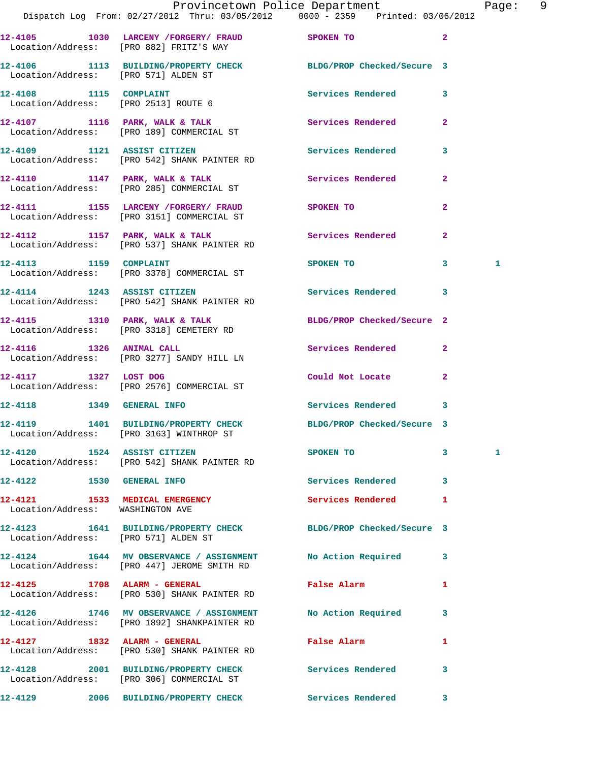12-4105 1030 LARCENY /FORGERY/ FRAUD SPOKEN TO 2
Location/Address: [PRO 882] FRITZ'S WAY

12-4106 1113 BUILDING/PROPERTY CHECK BLDG/PROP Checked/Secure 3
Location/Address: [PRO 571] ALDEN ST

12-4108 1115 COMPLAINT Services Rendered 3
Location/Address: [PRO 2513] ROUTE 6

12-4107 1116 PARK, WALK & TALK Services Rendered 2
Location/Address: [PRO 189] COMMERCIAL ST

12-4109 1121 ASSIST CITIZEN Services Rendered 3
Location/Address: [PRO 542] SHANK PAINTER RD

12-4110 1147 PARK, WALK & TALK Services Rendered 2
Location/Address: [PRO 285] COMMERCIAL ST

12-4111 1155 LARCENY /FORGERY/ FRAUD SPOKEN TO 2
Location/Address: [PRO 3151] COMMERCIAL ST

12-4112 1157 PARK, WALK & TALK Services Rendered 2
Location/Address: [PRO 537] SHANK PAINTER RD

12-4113 1159 COMPLAINT SPOKEN TO 3 1
Location/Address: [PRO 3378] COMMERCIAL ST

12-4114 1243 ASSIST CITIZEN Services Rendered 3
Location/Address: [PRO 542] SHANK PAINTER RD

12-4115 1310 PARK, WALK & TALK BLDG/PROP Checked/Secure 2
Location/Address: [PRO 3318] CEMETERY RD

12-4116 1326 ANIMAL CALL Services Rendered 2
Location/Address: [PRO 3277] SANDY HILL LN

12-4117 1327 LOST DOG Could Not Locate 2
Location/Address: [PRO 2576] COMMERCIAL ST

12-4118 1349 GENERAL INFO Services Rendered 3

12-4119 1401 BUILDING/PROPERTY CHECK BLDG/PROP Checked/Secure 3
Location/Address: [PRO 3163] WINTHROP ST

12-4120 1524 ASSIST CITIZEN SPOKEN TO 3 1
Location/Address: [PRO 542] SHANK PAINTER RD

12-4122 1530 GENERAL INFO Services Rendered 3

12-4121 1533 MEDICAL EMERGENCY Services Rendered 1
Location/Address: WASHINGTON AVE

12-4123 1641 BUILDING/PROPERTY CHECK BLDG/PROP Checked/Secure 3
Location/Address: [PRO 571] ALDEN ST

12-4124 1644 MV OBSERVANCE / ASSIGNMENT No Action Required 3
Location/Address: [PRO 447] JEROME SMITH RD

12-4125 1708 ALARM - GENERAL False Alarm 1
Location/Address: [PRO 530] SHANK PAINTER RD

12-4126 1746 MV OBSERVANCE / ASSIGNMENT No Action Required 3
Location/Address: [PRO 1892] SHANKPAINTER RD

12-4127 1832 ALARM - GENERAL False Alarm 1
Location/Address: [PRO 530] SHANK PAINTER RD

12-4128 2001 BUILDING/PROPERTY CHECK Services Rendered 3
Location/Address: [PRO 306] COMMERCIAL ST

12-4129 2006 BUILDING/PROPERTY CHECK Services Rendered 3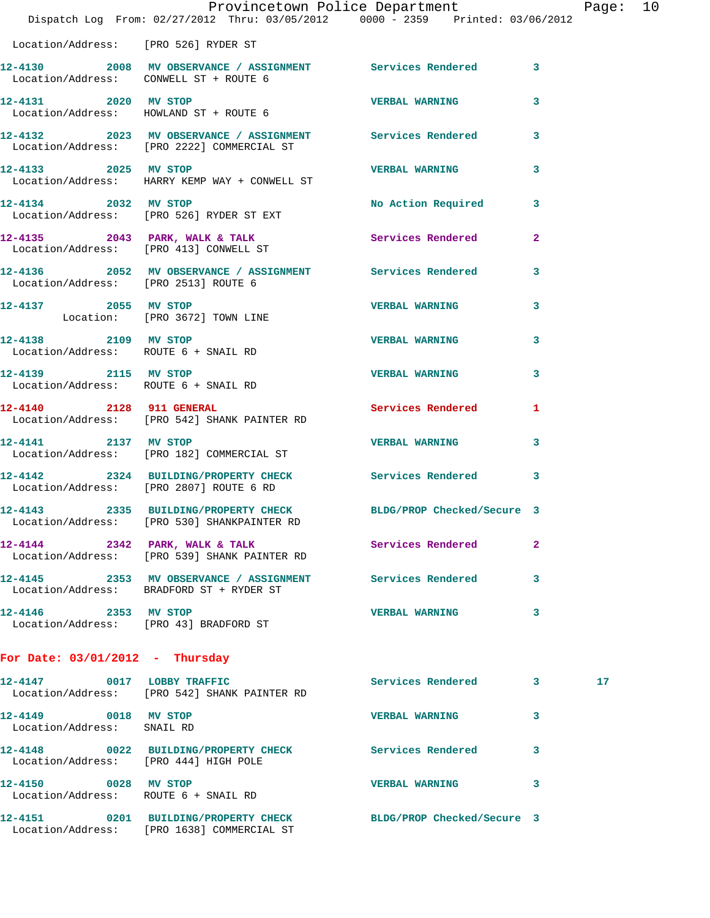Location/Address: [PRO 526] RYDER ST

12-4130 2008 MV OBSERVANCE / ASSIGNMENT Services Rendered 3
Location/Address: CONWELL ST + ROUTE 6

12-4131 2020 MV STOP VERBAL WARNING 3
Location/Address: HOWLAND ST + ROUTE 6

12-4132 2023 MV OBSERVANCE / ASSIGNMENT Services Rendered 3
Location/Address: [PRO 2222] COMMERCIAL ST

12-4133 2025 MV STOP VERBAL WARNING 3
Location/Address: HARRY KEMP WAY + CONWELL ST

12-4134 2032 MV STOP No Action Required 3
Location/Address: [PRO 526] RYDER ST EXT

12-4135 2043 PARK, WALK & TALK Services Rendered 2
Location/Address: [PRO 413] CONWELL ST

12-4136 2052 MV OBSERVANCE / ASSIGNMENT Services Rendered 3
Location/Address: [PRO 2513] ROUTE 6

12-4137 2055 MV STOP VERBAL WARNING 3
Location: [PRO 3672] TOWN LINE

12-4138 2109 MV STOP VERBAL WARNING 3
Location/Address: ROUTE 6 + SNAIL RD

12-4139 2115 MV STOP VERBAL WARNING 3
Location/Address: ROUTE 6 + SNAIL RD

12-4140 2128 911 GENERAL Services Rendered 1
Location/Address: [PRO 542] SHANK PAINTER RD

12-4141 2137 MV STOP VERBAL WARNING 3
Location/Address: [PRO 182] COMMERCIAL ST

12-4142 2324 BUILDING/PROPERTY CHECK Services Rendered 3
Location/Address: [PRO 2807] ROUTE 6 RD

12-4143 2335 BUILDING/PROPERTY CHECK BLDG/PROP Checked/Secure 3
Location/Address: [PRO 530] SHANKPAINTER RD

12-4144 2342 PARK, WALK & TALK Services Rendered 2
Location/Address: [PRO 539] SHANK PAINTER RD

12-4145 2353 MV OBSERVANCE / ASSIGNMENT Services Rendered 3
Location/Address: BRADFORD ST + RYDER ST

12-4146 2353 MV STOP VERBAL WARNING 3
Location/Address: [PRO 43] BRADFORD ST

**For Date: 03/01/2012 - Thursday**

12-4147 0017 LOBBY TRAFFIC Services Rendered 3 17
Location/Address: [PRO 542] SHANK PAINTER RD

12-4149 0018 MV STOP VERBAL WARNING 3
Location/Address: SNAIL RD

12-4148 0022 BUILDING/PROPERTY CHECK Services Rendered 3
Location/Address: [PRO 444] HIGH POLE

12-4150 0028 MV STOP VERBAL WARNING 3
Location/Address: ROUTE 6 + SNAIL RD

12-4151 0201 BUILDING/PROPERTY CHECK BLDG/PROP Checked/Secure 3
Location/Address: [PRO 1638] COMMERCIAL ST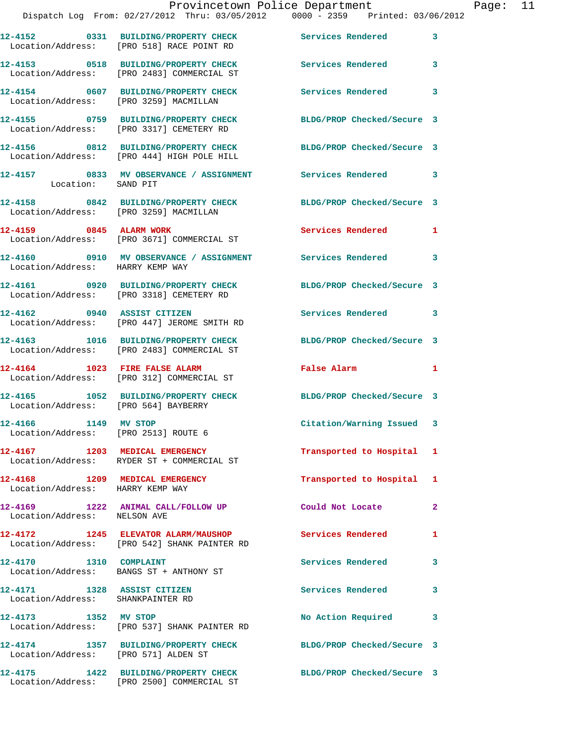12-4152 0331 BUILDING/PROPERTY CHECK Services Rendered 3
Location/Address: [PRO 518] RACE POINT RD

12-4153 0518 BUILDING/PROPERTY CHECK Services Rendered 3
Location/Address: [PRO 2483] COMMERCIAL ST

12-4154 0607 BUILDING/PROPERTY CHECK Services Rendered 3
Location/Address: [PRO 3259] MACMILLAN

12-4155 0759 BUILDING/PROPERTY CHECK BLDG/PROP Checked/Secure 3
Location/Address: [PRO 3317] CEMETERY RD

12-4156 0812 BUILDING/PROPERTY CHECK BLDG/PROP Checked/Secure 3
Location/Address: [PRO 444] HIGH POLE HILL

12-4157 0833 MV OBSERVANCE / ASSIGNMENT Services Rendered 3
Location: SAND PIT

12-4158 0842 BUILDING/PROPERTY CHECK BLDG/PROP Checked/Secure 3
Location/Address: [PRO 3259] MACMILLAN

12-4159 0845 ALARM WORK Services Rendered 1
Location/Address: [PRO 3671] COMMERCIAL ST

12-4160 0910 MV OBSERVANCE / ASSIGNMENT Services Rendered 3
Location/Address: HARRY KEMP WAY

12-4161 0920 BUILDING/PROPERTY CHECK BLDG/PROP Checked/Secure 3
Location/Address: [PRO 3318] CEMETERY RD

12-4162 0940 ASSIST CITIZEN Services Rendered 3
Location/Address: [PRO 447] JEROME SMITH RD

12-4163 1016 BUILDING/PROPERTY CHECK BLDG/PROP Checked/Secure 3
Location/Address: [PRO 2483] COMMERCIAL ST

12-4164 1023 FIRE FALSE ALARM False Alarm 1
Location/Address: [PRO 312] COMMERCIAL ST

12-4165 1052 BUILDING/PROPERTY CHECK BLDG/PROP Checked/Secure 3
Location/Address: [PRO 564] BAYBERRY

12-4166 1149 MV STOP Citation/Warning Issued 3
Location/Address: [PRO 2513] ROUTE 6

12-4167 1203 MEDICAL EMERGENCY Transported to Hospital 1
Location/Address: RYDER ST + COMMERCIAL ST

12-4168 1209 MEDICAL EMERGENCY Transported to Hospital 1
Location/Address: HARRY KEMP WAY

12-4169 1222 ANIMAL CALL/FOLLOW UP Could Not Locate 2
Location/Address: NELSON AVE

12-4172 1245 ELEVATOR ALARM/MAUSHOP Services Rendered 1
Location/Address: [PRO 542] SHANK PAINTER RD

12-4170 1310 COMPLAINT Services Rendered 3
Location/Address: BANGS ST + ANTHONY ST

12-4171 1328 ASSIST CITIZEN Services Rendered 3
Location/Address: SHANKPAINTER RD

12-4173 1352 MV STOP No Action Required 3
Location/Address: [PRO 537] SHANK PAINTER RD

12-4174 1357 BUILDING/PROPERTY CHECK BLDG/PROP Checked/Secure 3
Location/Address: [PRO 571] ALDEN ST

12-4175 1422 BUILDING/PROPERTY CHECK BLDG/PROP Checked/Secure 3
Location/Address: [PRO 2500] COMMERCIAL ST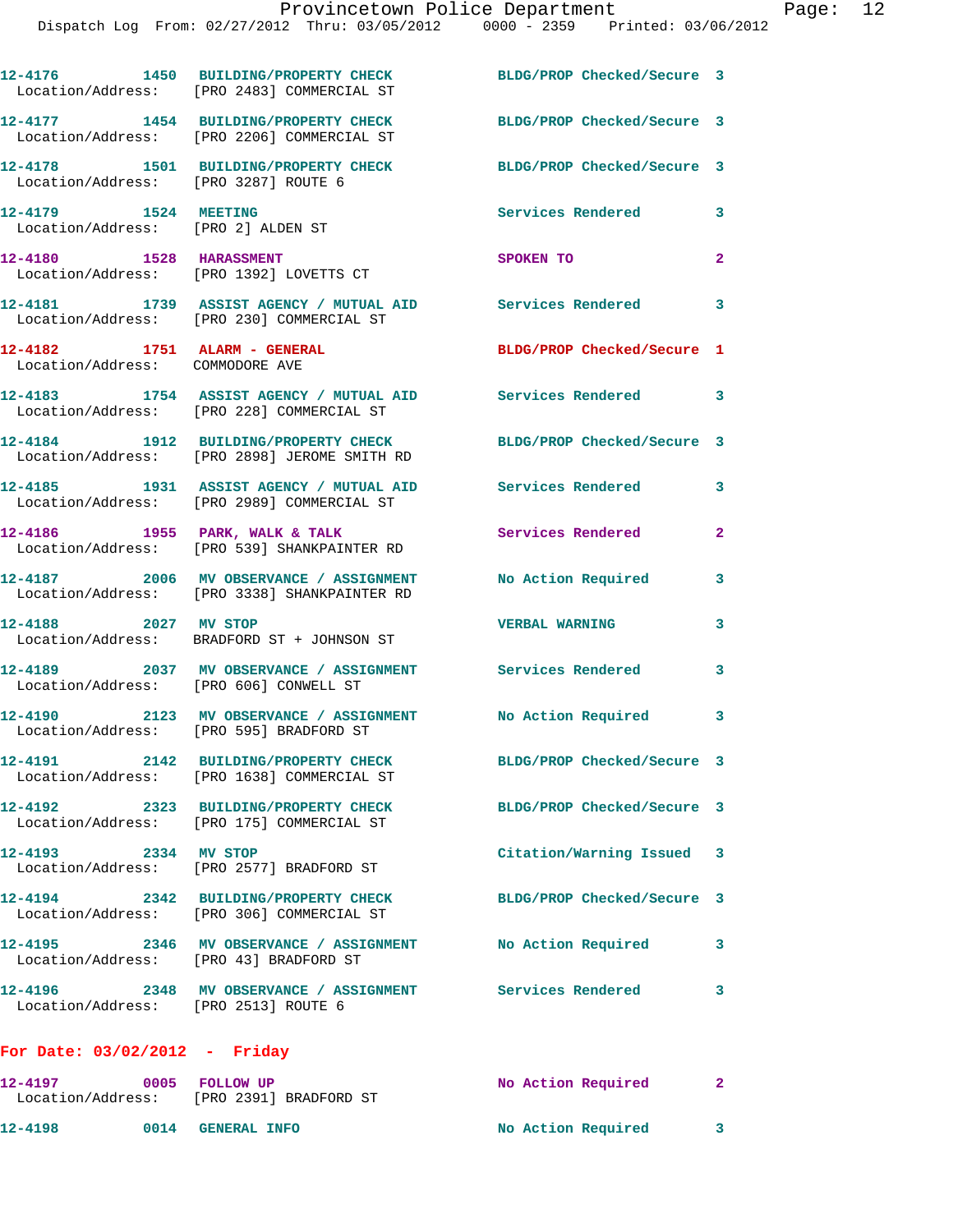12-4176 1450 BUILDING/PROPERTY CHECK BLDG/PROP Checked/Secure 3
Location/Address: [PRO 2483] COMMERCIAL ST

12-4177 1454 BUILDING/PROPERTY CHECK BLDG/PROP Checked/Secure 3
Location/Address: [PRO 2206] COMMERCIAL ST

12-4178 1501 BUILDING/PROPERTY CHECK BLDG/PROP Checked/Secure 3
Location/Address: [PRO 3287] ROUTE 6

12-4179 1524 MEETING Services Rendered 3
Location/Address: [PRO 2] ALDEN ST

12-4180 1528 HARASSMENT SPOKEN TO 2
Location/Address: [PRO 1392] LOVETTS CT

12-4181 1739 ASSIST AGENCY / MUTUAL AID Services Rendered 3
Location/Address: [PRO 230] COMMERCIAL ST

12-4182 1751 ALARM - GENERAL BLDG/PROP Checked/Secure 1
Location/Address: COMMODORE AVE

12-4183 1754 ASSIST AGENCY / MUTUAL AID Services Rendered 3
Location/Address: [PRO 228] COMMERCIAL ST

12-4184 1912 BUILDING/PROPERTY CHECK BLDG/PROP Checked/Secure 3
Location/Address: [PRO 2898] JEROME SMITH RD

12-4185 1931 ASSIST AGENCY / MUTUAL AID Services Rendered 3
Location/Address: [PRO 2989] COMMERCIAL ST

12-4186 1955 PARK, WALK & TALK Services Rendered 2
Location/Address: [PRO 539] SHANKPAINTER RD

12-4187 2006 MV OBSERVANCE / ASSIGNMENT No Action Required 3
Location/Address: [PRO 3338] SHANKPAINTER RD

12-4188 2027 MV STOP VERBAL WARNING 3
Location/Address: BRADFORD ST + JOHNSON ST

12-4189 2037 MV OBSERVANCE / ASSIGNMENT Services Rendered 3
Location/Address: [PRO 606] CONWELL ST

12-4190 2123 MV OBSERVANCE / ASSIGNMENT No Action Required 3
Location/Address: [PRO 595] BRADFORD ST

12-4191 2142 BUILDING/PROPERTY CHECK BLDG/PROP Checked/Secure 3
Location/Address: [PRO 1638] COMMERCIAL ST

12-4192 2323 BUILDING/PROPERTY CHECK BLDG/PROP Checked/Secure 3
Location/Address: [PRO 175] COMMERCIAL ST

12-4193 2334 MV STOP Citation/Warning Issued 3
Location/Address: [PRO 2577] BRADFORD ST

12-4194 2342 BUILDING/PROPERTY CHECK BLDG/PROP Checked/Secure 3
Location/Address: [PRO 306] COMMERCIAL ST

12-4195 2346 MV OBSERVANCE / ASSIGNMENT No Action Required 3
Location/Address: [PRO 43] BRADFORD ST

12-4196 2348 MV OBSERVANCE / ASSIGNMENT Services Rendered 3
Location/Address: [PRO 2513] ROUTE 6

**For Date: 03/02/2012 - Friday**

12-4197 0005 FOLLOW UP No Action Required 2
Location/Address: [PRO 2391] BRADFORD ST

12-4198 0014 GENERAL INFO No Action Required 3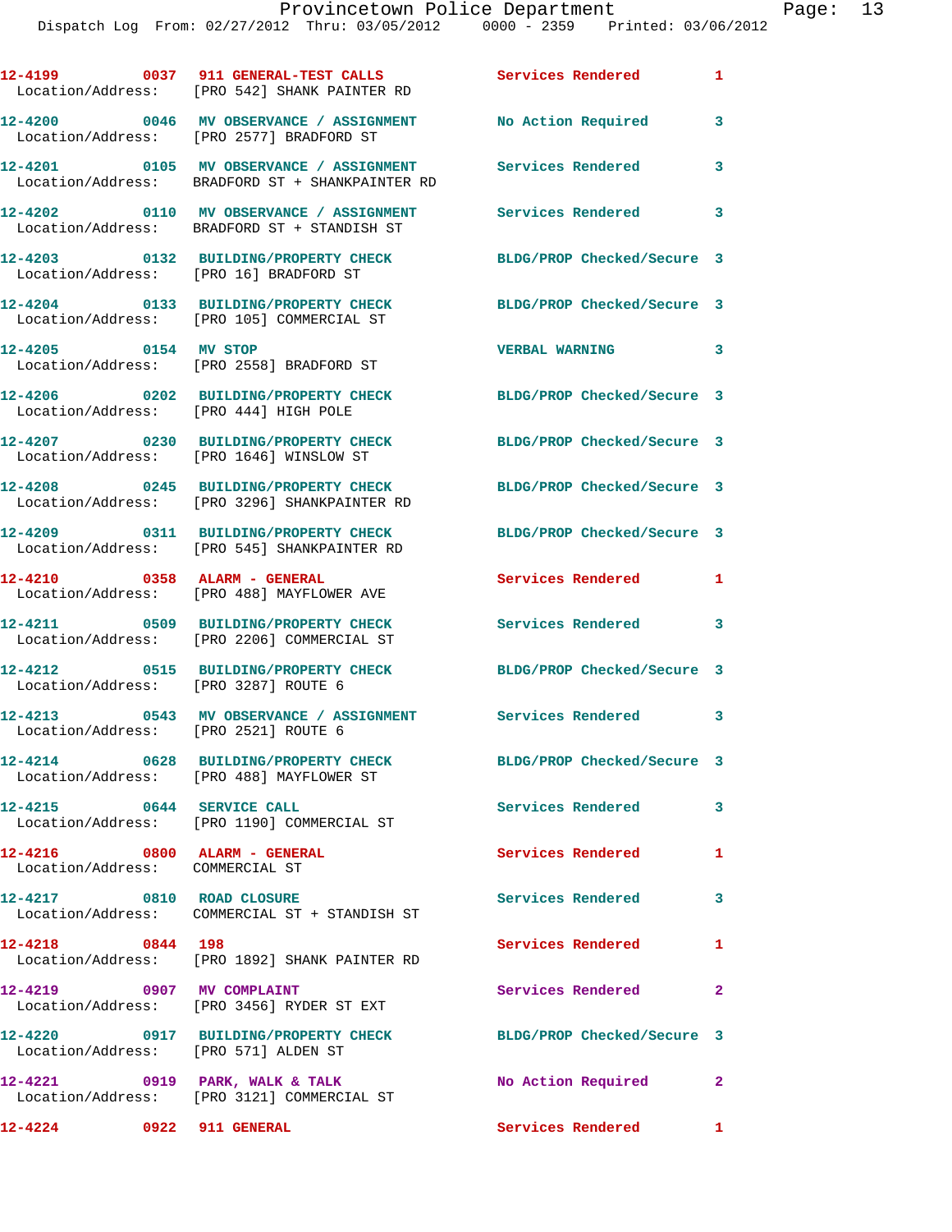| | | | | |
|---|---|---|---|---|
| 12-4199 | 0037 | 911 GENERAL-TEST CALLS | Services Rendered | 1 |
| Location/Address: | [PRO 542] SHANK PAINTER RD | | | |
| 12-4200 | 0046 | MV OBSERVANCE / ASSIGNMENT | No Action Required | 3 |
| Location/Address: | [PRO 2577] BRADFORD ST | | | |
| 12-4201 | 0105 | MV OBSERVANCE / ASSIGNMENT | Services Rendered | 3 |
| Location/Address: | BRADFORD ST + SHANKPAINTER RD | | | |
| 12-4202 | 0110 | MV OBSERVANCE / ASSIGNMENT | Services Rendered | 3 |
| Location/Address: | BRADFORD ST + STANDISH ST | | | |
| 12-4203 | 0132 | BUILDING/PROPERTY CHECK | BLDG/PROP Checked/Secure | 3 |
| Location/Address: | [PRO 16] BRADFORD ST | | | |
| 12-4204 | 0133 | BUILDING/PROPERTY CHECK | BLDG/PROP Checked/Secure | 3 |
| Location/Address: | [PRO 105] COMMERCIAL ST | | | |
| 12-4205 | 0154 | MV STOP | VERBAL WARNING | 3 |
| Location/Address: | [PRO 2558] BRADFORD ST | | | |
| 12-4206 | 0202 | BUILDING/PROPERTY CHECK | BLDG/PROP Checked/Secure | 3 |
| Location/Address: | [PRO 444] HIGH POLE | | | |
| 12-4207 | 0230 | BUILDING/PROPERTY CHECK | BLDG/PROP Checked/Secure | 3 |
| Location/Address: | [PRO 1646] WINSLOW ST | | | |
| 12-4208 | 0245 | BUILDING/PROPERTY CHECK | BLDG/PROP Checked/Secure | 3 |
| Location/Address: | [PRO 3296] SHANKPAINTER RD | | | |
| 12-4209 | 0311 | BUILDING/PROPERTY CHECK | BLDG/PROP Checked/Secure | 3 |
| Location/Address: | [PRO 545] SHANKPAINTER RD | | | |
| 12-4210 | 0358 | ALARM - GENERAL | Services Rendered | 1 |
| Location/Address: | [PRO 488] MAYFLOWER AVE | | | |
| 12-4211 | 0509 | BUILDING/PROPERTY CHECK | Services Rendered | 3 |
| Location/Address: | [PRO 2206] COMMERCIAL ST | | | |
| 12-4212 | 0515 | BUILDING/PROPERTY CHECK | BLDG/PROP Checked/Secure | 3 |
| Location/Address: | [PRO 3287] ROUTE 6 | | | |
| 12-4213 | 0543 | MV OBSERVANCE / ASSIGNMENT | Services Rendered | 3 |
| Location/Address: | [PRO 2521] ROUTE 6 | | | |
| 12-4214 | 0628 | BUILDING/PROPERTY CHECK | BLDG/PROP Checked/Secure | 3 |
| Location/Address: | [PRO 488] MAYFLOWER ST | | | |
| 12-4215 | 0644 | SERVICE CALL | Services Rendered | 3 |
| Location/Address: | [PRO 1190] COMMERCIAL ST | | | |
| 12-4216 | 0800 | ALARM - GENERAL | Services Rendered | 1 |
| Location/Address: | COMMERCIAL ST | | | |
| 12-4217 | 0810 | ROAD CLOSURE | Services Rendered | 3 |
| Location/Address: | COMMERCIAL ST + STANDISH ST | | | |
| 12-4218 | 0844 | 198 | Services Rendered | 1 |
| Location/Address: | [PRO 1892] SHANK PAINTER RD | | | |
| 12-4219 | 0907 | MV COMPLAINT | Services Rendered | 2 |
| Location/Address: | [PRO 3456] RYDER ST EXT | | | |
| 12-4220 | 0917 | BUILDING/PROPERTY CHECK | BLDG/PROP Checked/Secure | 3 |
| Location/Address: | [PRO 571] ALDEN ST | | | |
| 12-4221 | 0919 | PARK, WALK & TALK | No Action Required | 2 |
| Location/Address: | [PRO 3121] COMMERCIAL ST | | | |
| 12-4224 | 0922 | 911 GENERAL | Services Rendered | 1 |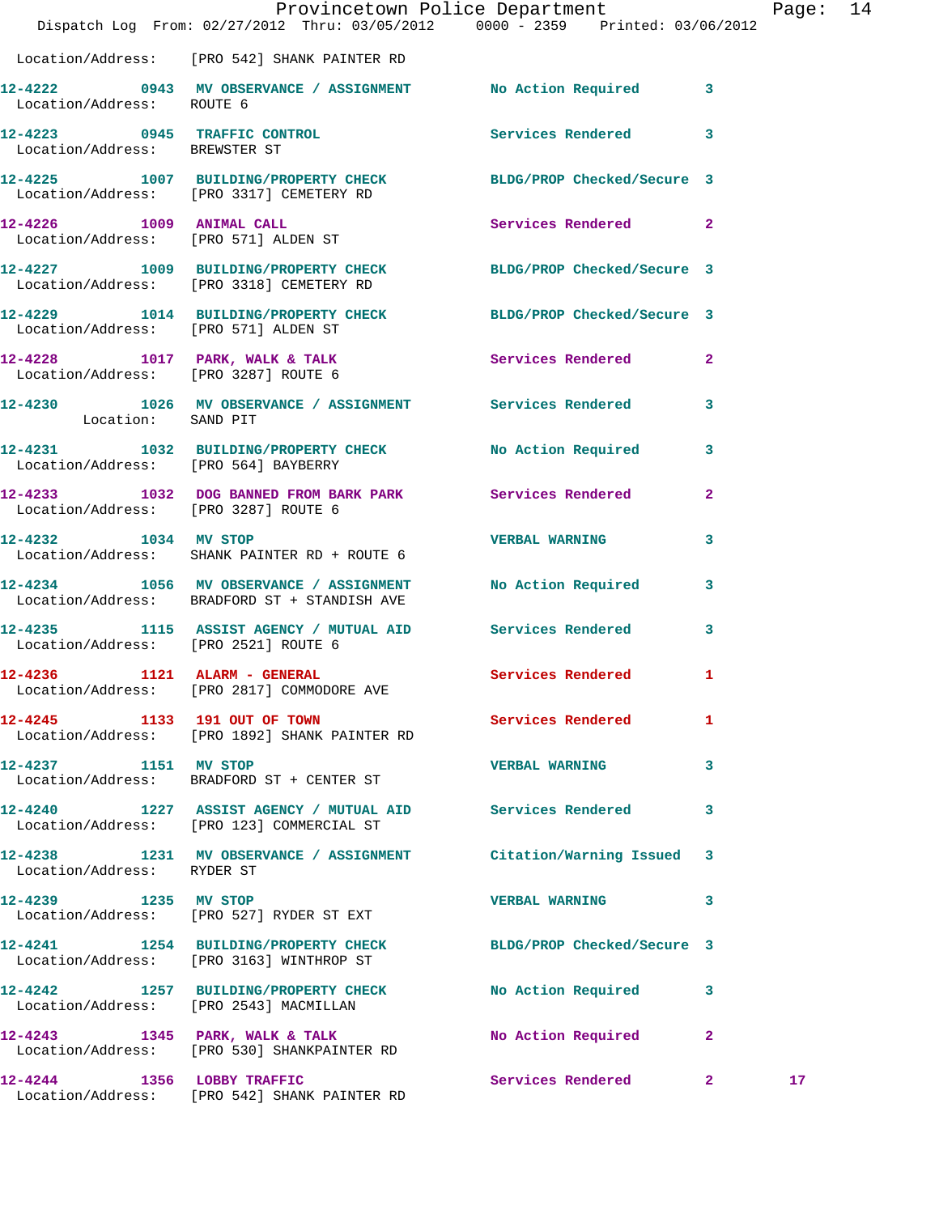Location/Address: [PRO 542] SHANK PAINTER RD

| | | | | | |
|---|---|---|---|---|---|
| 12-4222 | 0943 | MV OBSERVANCE / ASSIGNMENT | No Action Required | 3 | |
| Location/Address: | ROUTE 6 | | | | |
| 12-4223 | 0945 | TRAFFIC CONTROL | Services Rendered | 3 | |
| Location/Address: | BREWSTER ST | | | | |
| 12-4225 | 1007 | BUILDING/PROPERTY CHECK | BLDG/PROP Checked/Secure | 3 | |
| Location/Address: | [PRO 3317] CEMETERY RD | | | | |
| 12-4226 | 1009 | ANIMAL CALL | Services Rendered | 2 | |
| Location/Address: | [PRO 571] ALDEN ST | | | | |
| 12-4227 | 1009 | BUILDING/PROPERTY CHECK | BLDG/PROP Checked/Secure | 3 | |
| Location/Address: | [PRO 3318] CEMETERY RD | | | | |
| 12-4229 | 1014 | BUILDING/PROPERTY CHECK | BLDG/PROP Checked/Secure | 3 | |
| Location/Address: | [PRO 571] ALDEN ST | | | | |
| 12-4228 | 1017 | PARK, WALK & TALK | Services Rendered | 2 | |
| Location/Address: | [PRO 3287] ROUTE 6 | | | | |
| 12-4230 | 1026 | MV OBSERVANCE / ASSIGNMENT | Services Rendered | 3 | |
| Location: | SAND PIT | | | | |
| 12-4231 | 1032 | BUILDING/PROPERTY CHECK | No Action Required | 3 | |
| Location/Address: | [PRO 564] BAYBERRY | | | | |
| 12-4233 | 1032 | DOG BANNED FROM BARK PARK | Services Rendered | 2 | |
| Location/Address: | [PRO 3287] ROUTE 6 | | | | |
| 12-4232 | 1034 | MV STOP | VERBAL WARNING | 3 | |
| Location/Address: | SHANK PAINTER RD + ROUTE 6 | | | | |
| 12-4234 | 1056 | MV OBSERVANCE / ASSIGNMENT | No Action Required | 3 | |
| Location/Address: | BRADFORD ST + STANDISH AVE | | | | |
| 12-4235 | 1115 | ASSIST AGENCY / MUTUAL AID | Services Rendered | 3 | |
| Location/Address: | [PRO 2521] ROUTE 6 | | | | |
| 12-4236 | 1121 | ALARM - GENERAL | Services Rendered | 1 | |
| Location/Address: | [PRO 2817] COMMODORE AVE | | | | |
| 12-4245 | 1133 | 191 OUT OF TOWN | Services Rendered | 1 | |
| Location/Address: | [PRO 1892] SHANK PAINTER RD | | | | |
| 12-4237 | 1151 | MV STOP | VERBAL WARNING | 3 | |
| Location/Address: | BRADFORD ST + CENTER ST | | | | |
| 12-4240 | 1227 | ASSIST AGENCY / MUTUAL AID | Services Rendered | 3 | |
| Location/Address: | [PRO 123] COMMERCIAL ST | | | | |
| 12-4238 | 1231 | MV OBSERVANCE / ASSIGNMENT | Citation/Warning Issued | 3 | |
| Location/Address: | RYDER ST | | | | |
| 12-4239 | 1235 | MV STOP | VERBAL WARNING | 3 | |
| Location/Address: | [PRO 527] RYDER ST EXT | | | | |
| 12-4241 | 1254 | BUILDING/PROPERTY CHECK | BLDG/PROP Checked/Secure | 3 | |
| Location/Address: | [PRO 3163] WINTHROP ST | | | | |
| 12-4242 | 1257 | BUILDING/PROPERTY CHECK | No Action Required | 3 | |
| Location/Address: | [PRO 2543] MACMILLAN | | | | |
| 12-4243 | 1345 | PARK, WALK & TALK | No Action Required | 2 | |
| Location/Address: | [PRO 530] SHANKPAINTER RD | | | | |
| 12-4244 | 1356 | LOBBY TRAFFIC | Services Rendered | 2 | 17 |
| Location/Address: | [PRO 542] SHANK PAINTER RD | | | | |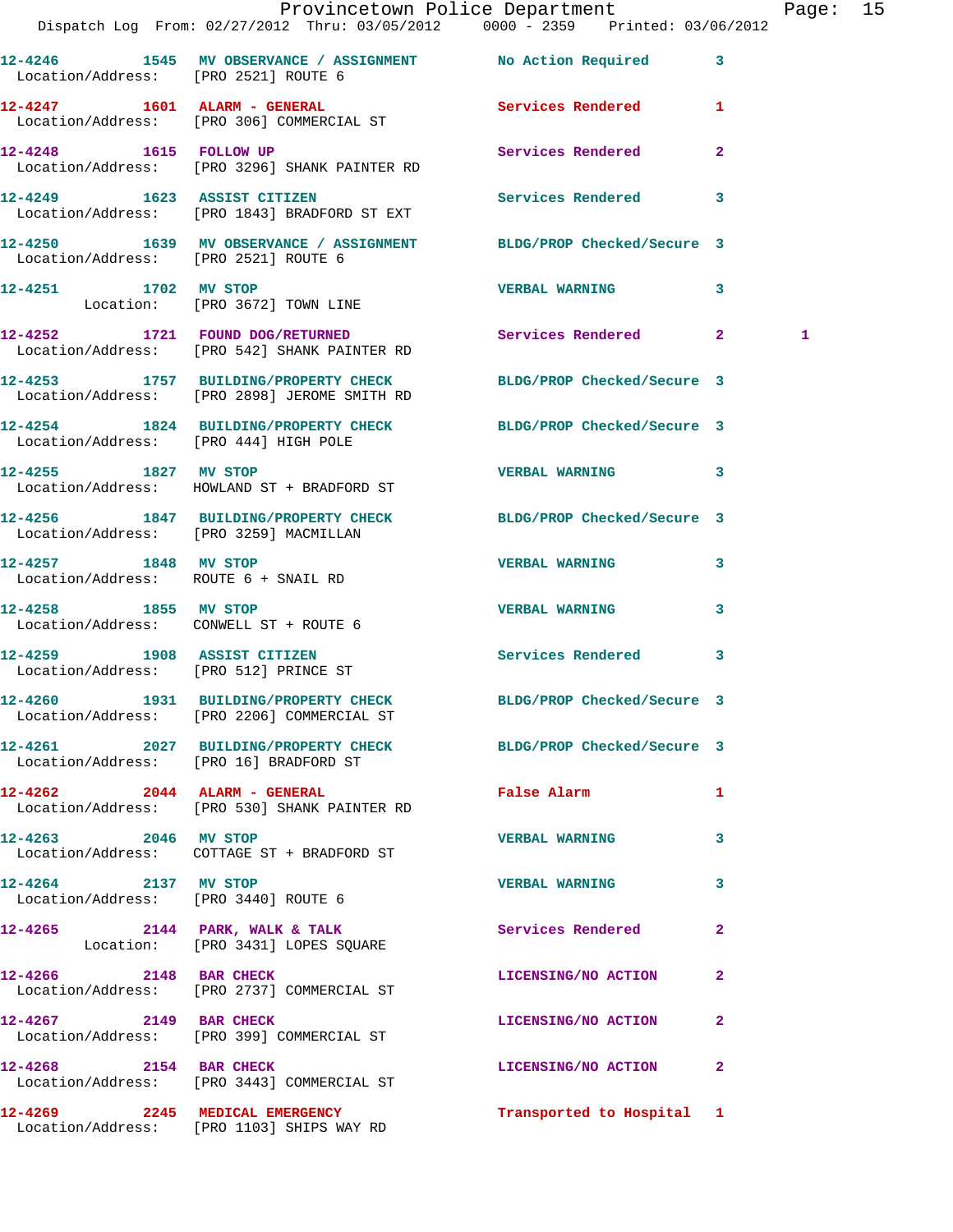12-4246 1545 MV OBSERVANCE / ASSIGNMENT No Action Required 3
Location/Address: [PRO 2521] ROUTE 6

12-4247 1601 ALARM - GENERAL Services Rendered 1
Location/Address: [PRO 306] COMMERCIAL ST

12-4248 1615 FOLLOW UP Services Rendered 2
Location/Address: [PRO 3296] SHANK PAINTER RD

12-4249 1623 ASSIST CITIZEN Services Rendered 3
Location/Address: [PRO 1843] BRADFORD ST EXT

12-4250 1639 MV OBSERVANCE / ASSIGNMENT BLDG/PROP Checked/Secure 3
Location/Address: [PRO 2521] ROUTE 6

12-4251 1702 MV STOP VERBAL WARNING 3
Location: [PRO 3672] TOWN LINE

12-4252 1721 FOUND DOG/RETURNED Services Rendered 2 1
Location/Address: [PRO 542] SHANK PAINTER RD

12-4253 1757 BUILDING/PROPERTY CHECK BLDG/PROP Checked/Secure 3
Location/Address: [PRO 2898] JEROME SMITH RD

12-4254 1824 BUILDING/PROPERTY CHECK BLDG/PROP Checked/Secure 3
Location/Address: [PRO 444] HIGH POLE

12-4255 1827 MV STOP VERBAL WARNING 3
Location/Address: HOWLAND ST + BRADFORD ST

12-4256 1847 BUILDING/PROPERTY CHECK BLDG/PROP Checked/Secure 3
Location/Address: [PRO 3259] MACMILLAN

12-4257 1848 MV STOP VERBAL WARNING 3
Location/Address: ROUTE 6 + SNAIL RD

12-4258 1855 MV STOP VERBAL WARNING 3
Location/Address: CONWELL ST + ROUTE 6

12-4259 1908 ASSIST CITIZEN Services Rendered 3
Location/Address: [PRO 512] PRINCE ST

12-4260 1931 BUILDING/PROPERTY CHECK BLDG/PROP Checked/Secure 3
Location/Address: [PRO 2206] COMMERCIAL ST

12-4261 2027 BUILDING/PROPERTY CHECK BLDG/PROP Checked/Secure 3
Location/Address: [PRO 16] BRADFORD ST

12-4262 2044 ALARM - GENERAL False Alarm 1
Location/Address: [PRO 530] SHANK PAINTER RD

12-4263 2046 MV STOP VERBAL WARNING 3
Location/Address: COTTAGE ST + BRADFORD ST

12-4264 2137 MV STOP VERBAL WARNING 3
Location/Address: [PRO 3440] ROUTE 6

12-4265 2144 PARK, WALK & TALK Services Rendered 2
Location: [PRO 3431] LOPES SQUARE

12-4266 2148 BAR CHECK LICENSING/NO ACTION 2
Location/Address: [PRO 2737] COMMERCIAL ST

12-4267 2149 BAR CHECK LICENSING/NO ACTION 2
Location/Address: [PRO 399] COMMERCIAL ST

12-4268 2154 BAR CHECK LICENSING/NO ACTION 2
Location/Address: [PRO 3443] COMMERCIAL ST

12-4269 2245 MEDICAL EMERGENCY Transported to Hospital 1
Location/Address: [PRO 1103] SHIPS WAY RD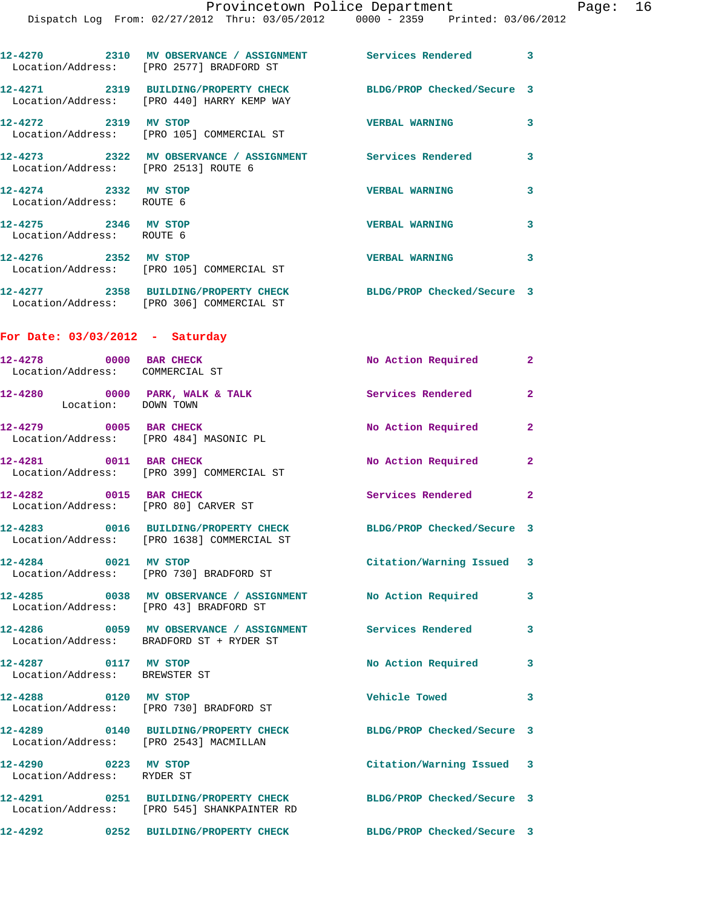12-4270 2310 MV OBSERVANCE / ASSIGNMENT Services Rendered 3
Location/Address: [PRO 2577] BRADFORD ST

12-4271 2319 BUILDING/PROPERTY CHECK BLDG/PROP Checked/Secure 3
Location/Address: [PRO 440] HARRY KEMP WAY

12-4272 2319 MV STOP VERBAL WARNING 3
Location/Address: [PRO 105] COMMERCIAL ST

12-4273 2322 MV OBSERVANCE / ASSIGNMENT Services Rendered 3
Location/Address: [PRO 2513] ROUTE 6

12-4274 2332 MV STOP VERBAL WARNING 3
Location/Address: ROUTE 6

12-4275 2346 MV STOP VERBAL WARNING 3
Location/Address: ROUTE 6

12-4276 2352 MV STOP VERBAL WARNING 3
Location/Address: [PRO 105] COMMERCIAL ST

12-4277 2358 BUILDING/PROPERTY CHECK BLDG/PROP Checked/Secure 3
Location/Address: [PRO 306] COMMERCIAL ST

**For Date: 03/03/2012 - Saturday**

12-4278 0000 BAR CHECK No Action Required 2
Location/Address: COMMERCIAL ST

12-4280 0000 PARK, WALK & TALK Services Rendered 2
Location: DOWN TOWN

12-4279 0005 BAR CHECK No Action Required 2
Location/Address: [PRO 484] MASONIC PL

12-4281 0011 BAR CHECK No Action Required 2
Location/Address: [PRO 399] COMMERCIAL ST

12-4282 0015 BAR CHECK Services Rendered 2
Location/Address: [PRO 80] CARVER ST

12-4283 0016 BUILDING/PROPERTY CHECK BLDG/PROP Checked/Secure 3
Location/Address: [PRO 1638] COMMERCIAL ST

12-4284 0021 MV STOP Citation/Warning Issued 3
Location/Address: [PRO 730] BRADFORD ST

12-4285 0038 MV OBSERVANCE / ASSIGNMENT No Action Required 3
Location/Address: [PRO 43] BRADFORD ST

12-4286 0059 MV OBSERVANCE / ASSIGNMENT Services Rendered 3
Location/Address: BRADFORD ST + RYDER ST

12-4287 0117 MV STOP No Action Required 3
Location/Address: BREWSTER ST

12-4288 0120 MV STOP Vehicle Towed 3
Location/Address: [PRO 730] BRADFORD ST

12-4289 0140 BUILDING/PROPERTY CHECK BLDG/PROP Checked/Secure 3
Location/Address: [PRO 2543] MACMILLAN

12-4290 0223 MV STOP Citation/Warning Issued 3
Location/Address: RYDER ST

12-4291 0251 BUILDING/PROPERTY CHECK BLDG/PROP Checked/Secure 3
Location/Address: [PRO 545] SHANKPAINTER RD

12-4292 0252 BUILDING/PROPERTY CHECK BLDG/PROP Checked/Secure 3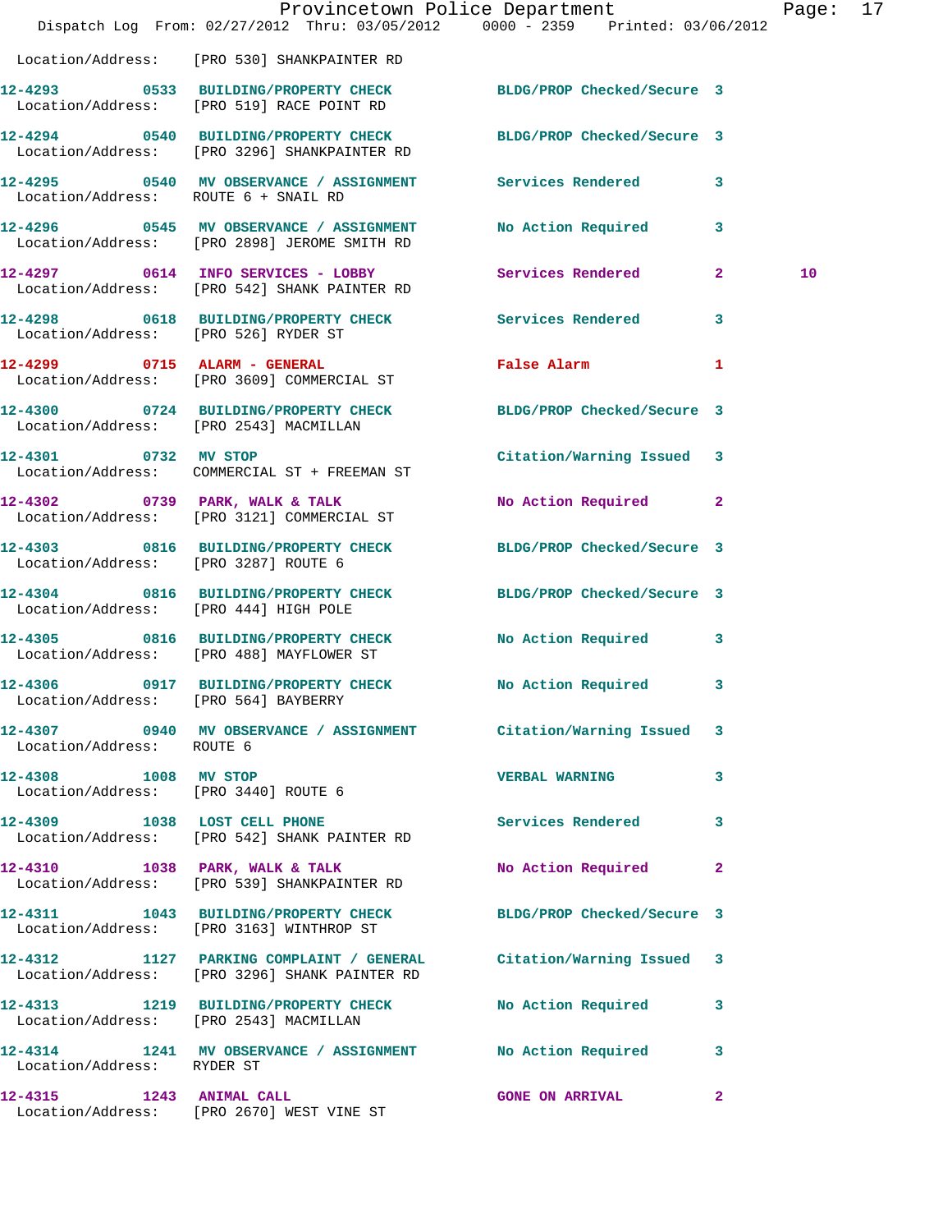Location/Address: [PRO 530] SHANKPAINTER RD

12-4293 0533 BUILDING/PROPERTY CHECK BLDG/PROP Checked/Secure 3
Location/Address: [PRO 519] RACE POINT RD

12-4294 0540 BUILDING/PROPERTY CHECK BLDG/PROP Checked/Secure 3
Location/Address: [PRO 3296] SHANKPAINTER RD

12-4295 0540 MV OBSERVANCE / ASSIGNMENT Services Rendered 3
Location/Address: ROUTE 6 + SNAIL RD

12-4296 0545 MV OBSERVANCE / ASSIGNMENT No Action Required 3
Location/Address: [PRO 2898] JEROME SMITH RD

12-4297 0614 INFO SERVICES - LOBBY Services Rendered 2 10
Location/Address: [PRO 542] SHANK PAINTER RD

12-4298 0618 BUILDING/PROPERTY CHECK Services Rendered 3
Location/Address: [PRO 526] RYDER ST

12-4299 0715 ALARM - GENERAL False Alarm 1
Location/Address: [PRO 3609] COMMERCIAL ST

12-4300 0724 BUILDING/PROPERTY CHECK BLDG/PROP Checked/Secure 3
Location/Address: [PRO 2543] MACMILLAN

12-4301 0732 MV STOP Citation/Warning Issued 3
Location/Address: COMMERCIAL ST + FREEMAN ST

12-4302 0739 PARK, WALK & TALK No Action Required 2
Location/Address: [PRO 3121] COMMERCIAL ST

12-4303 0816 BUILDING/PROPERTY CHECK BLDG/PROP Checked/Secure 3
Location/Address: [PRO 3287] ROUTE 6

12-4304 0816 BUILDING/PROPERTY CHECK BLDG/PROP Checked/Secure 3
Location/Address: [PRO 444] HIGH POLE

12-4305 0816 BUILDING/PROPERTY CHECK No Action Required 3
Location/Address: [PRO 488] MAYFLOWER ST

12-4306 0917 BUILDING/PROPERTY CHECK No Action Required 3
Location/Address: [PRO 564] BAYBERRY

12-4307 0940 MV OBSERVANCE / ASSIGNMENT Citation/Warning Issued 3
Location/Address: ROUTE 6

12-4308 1008 MV STOP VERBAL WARNING 3
Location/Address: [PRO 3440] ROUTE 6

12-4309 1038 LOST CELL PHONE Services Rendered 3
Location/Address: [PRO 542] SHANK PAINTER RD

12-4310 1038 PARK, WALK & TALK No Action Required 2
Location/Address: [PRO 539] SHANKPAINTER RD

12-4311 1043 BUILDING/PROPERTY CHECK BLDG/PROP Checked/Secure 3
Location/Address: [PRO 3163] WINTHROP ST

12-4312 1127 PARKING COMPLAINT / GENERAL Citation/Warning Issued 3
Location/Address: [PRO 3296] SHANK PAINTER RD

12-4313 1219 BUILDING/PROPERTY CHECK No Action Required 3
Location/Address: [PRO 2543] MACMILLAN

12-4314 1241 MV OBSERVANCE / ASSIGNMENT No Action Required 3
Location/Address: RYDER ST

12-4315 1243 ANIMAL CALL GONE ON ARRIVAL 2
Location/Address: [PRO 2670] WEST VINE ST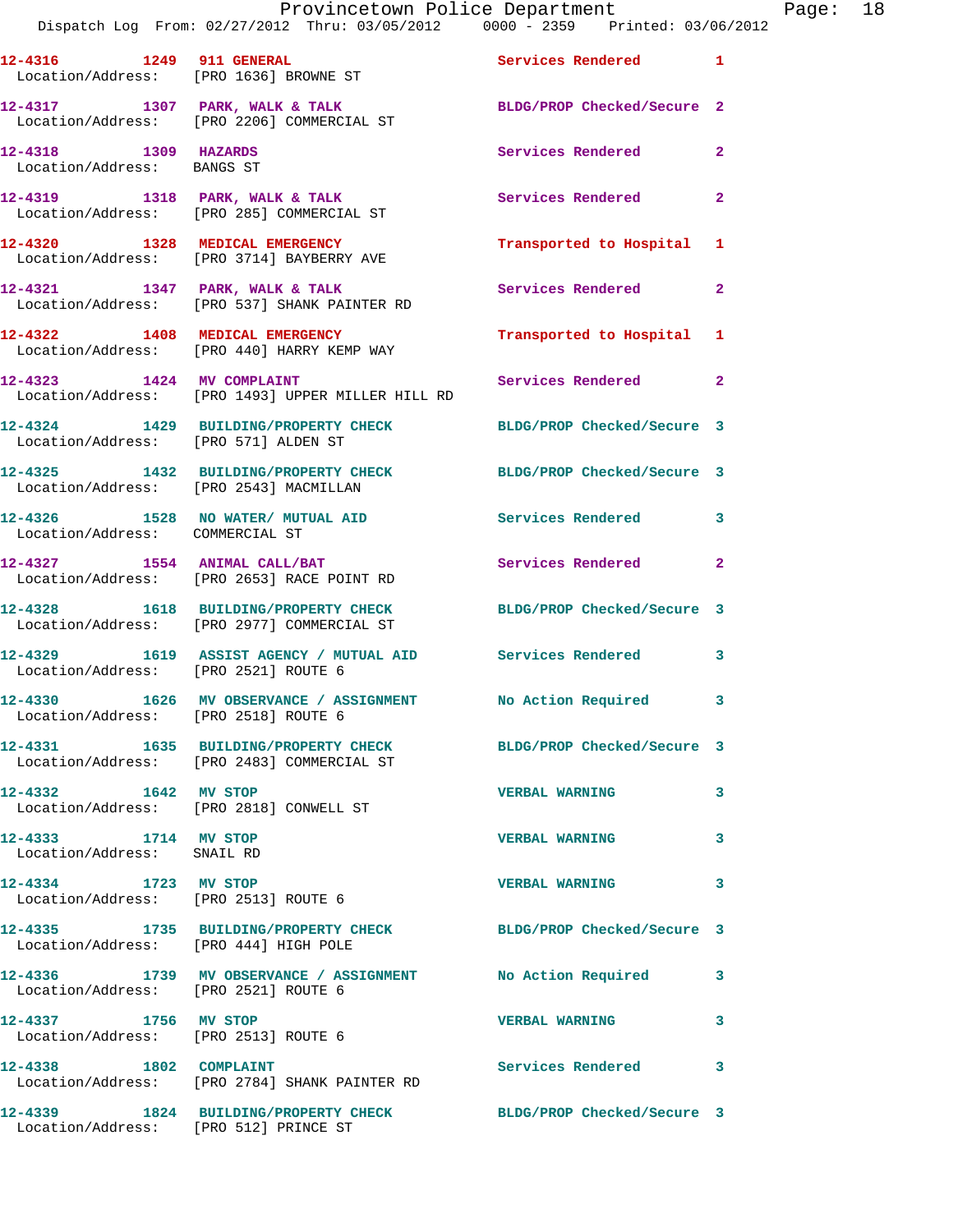12-4316 1249 911 GENERAL Services Rendered 1
Location/Address: [PRO 1636] BROWNE ST

12-4317 1307 PARK, WALK & TALK BLDG/PROP Checked/Secure 2
Location/Address: [PRO 2206] COMMERCIAL ST

12-4318 1309 HAZARDS Services Rendered 2
Location/Address: BANGS ST

12-4319 1318 PARK, WALK & TALK Services Rendered 2
Location/Address: [PRO 285] COMMERCIAL ST

12-4320 1328 MEDICAL EMERGENCY Transported to Hospital 1
Location/Address: [PRO 3714] BAYBERRY AVE

12-4321 1347 PARK, WALK & TALK Services Rendered 2
Location/Address: [PRO 537] SHANK PAINTER RD

12-4322 1408 MEDICAL EMERGENCY Transported to Hospital 1
Location/Address: [PRO 440] HARRY KEMP WAY

12-4323 1424 MV COMPLAINT Services Rendered 2
Location/Address: [PRO 1493] UPPER MILLER HILL RD

12-4324 1429 BUILDING/PROPERTY CHECK BLDG/PROP Checked/Secure 3
Location/Address: [PRO 571] ALDEN ST

12-4325 1432 BUILDING/PROPERTY CHECK BLDG/PROP Checked/Secure 3
Location/Address: [PRO 2543] MACMILLAN

12-4326 1528 NO WATER/ MUTUAL AID Services Rendered 3
Location/Address: COMMERCIAL ST

12-4327 1554 ANIMAL CALL/BAT Services Rendered 2
Location/Address: [PRO 2653] RACE POINT RD

12-4328 1618 BUILDING/PROPERTY CHECK BLDG/PROP Checked/Secure 3
Location/Address: [PRO 2977] COMMERCIAL ST

12-4329 1619 ASSIST AGENCY / MUTUAL AID Services Rendered 3
Location/Address: [PRO 2521] ROUTE 6

12-4330 1626 MV OBSERVANCE / ASSIGNMENT No Action Required 3
Location/Address: [PRO 2518] ROUTE 6

12-4331 1635 BUILDING/PROPERTY CHECK BLDG/PROP Checked/Secure 3
Location/Address: [PRO 2483] COMMERCIAL ST

12-4332 1642 MV STOP VERBAL WARNING 3
Location/Address: [PRO 2818] CONWELL ST

12-4333 1714 MV STOP VERBAL WARNING 3
Location/Address: SNAIL RD

12-4334 1723 MV STOP VERBAL WARNING 3
Location/Address: [PRO 2513] ROUTE 6

12-4335 1735 BUILDING/PROPERTY CHECK BLDG/PROP Checked/Secure 3
Location/Address: [PRO 444] HIGH POLE

12-4336 1739 MV OBSERVANCE / ASSIGNMENT No Action Required 3
Location/Address: [PRO 2521] ROUTE 6

12-4337 1756 MV STOP VERBAL WARNING 3
Location/Address: [PRO 2513] ROUTE 6

12-4338 1802 COMPLAINT Services Rendered 3
Location/Address: [PRO 2784] SHANK PAINTER RD

12-4339 1824 BUILDING/PROPERTY CHECK BLDG/PROP Checked/Secure 3
Location/Address: [PRO 512] PRINCE ST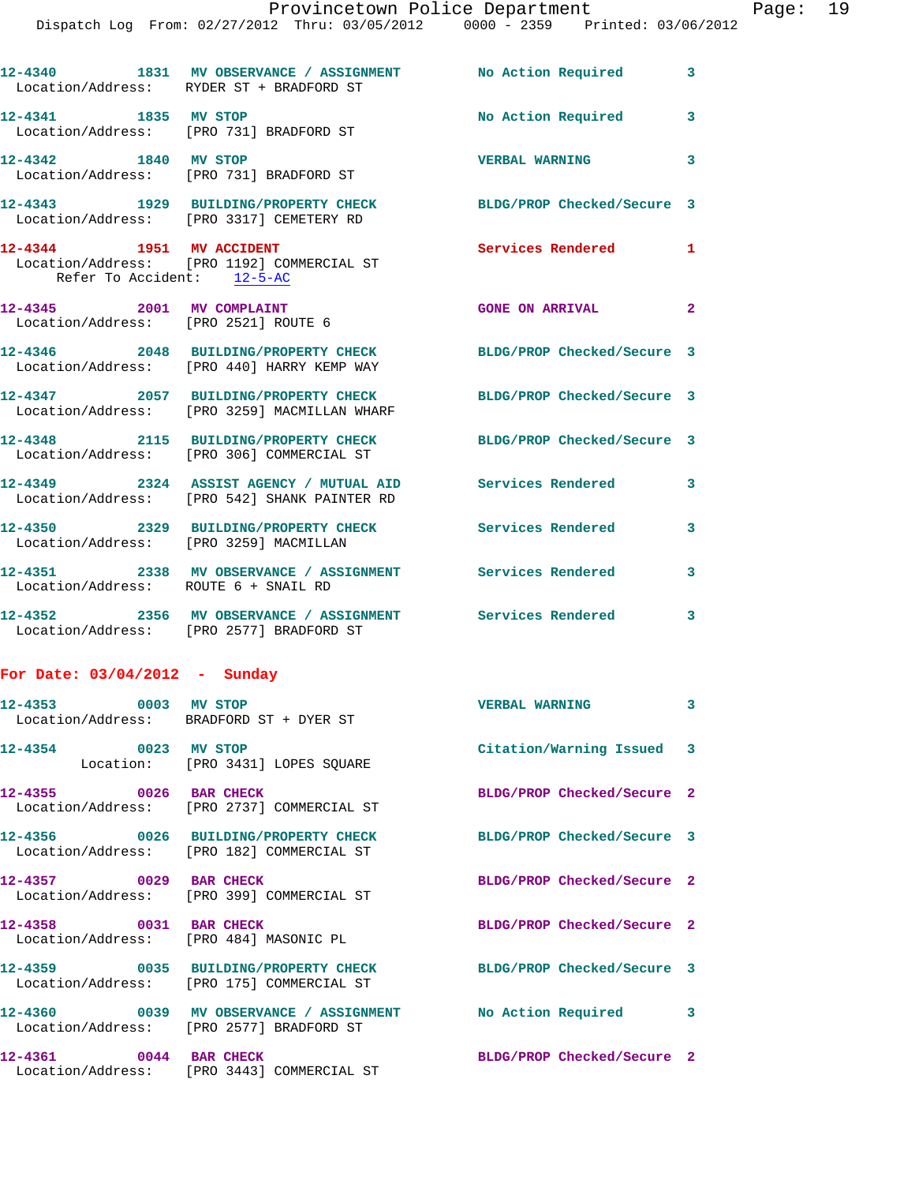12-4340 1831 MV OBSERVANCE / ASSIGNMENT No Action Required 3
Location/Address: RYDER ST + BRADFORD ST

12-4341 1835 MV STOP No Action Required 3
Location/Address: [PRO 731] BRADFORD ST

12-4342 1840 MV STOP VERBAL WARNING 3
Location/Address: [PRO 731] BRADFORD ST

12-4343 1929 BUILDING/PROPERTY CHECK BLDG/PROP Checked/Secure 3
Location/Address: [PRO 3317] CEMETERY RD

12-4344 1951 MV ACCIDENT Services Rendered 1
Location/Address: [PRO 1192] COMMERCIAL ST
Refer To Accident: 12-5-AC

12-4345 2001 MV COMPLAINT GONE ON ARRIVAL 2
Location/Address: [PRO 2521] ROUTE 6

12-4346 2048 BUILDING/PROPERTY CHECK BLDG/PROP Checked/Secure 3
Location/Address: [PRO 440] HARRY KEMP WAY

12-4347 2057 BUILDING/PROPERTY CHECK BLDG/PROP Checked/Secure 3
Location/Address: [PRO 3259] MACMILLAN WHARF

12-4348 2115 BUILDING/PROPERTY CHECK BLDG/PROP Checked/Secure 3
Location/Address: [PRO 306] COMMERCIAL ST

12-4349 2324 ASSIST AGENCY / MUTUAL AID Services Rendered 3
Location/Address: [PRO 542] SHANK PAINTER RD

12-4350 2329 BUILDING/PROPERTY CHECK Services Rendered 3
Location/Address: [PRO 3259] MACMILLAN

12-4351 2338 MV OBSERVANCE / ASSIGNMENT Services Rendered 3
Location/Address: ROUTE 6 + SNAIL RD

12-4352 2356 MV OBSERVANCE / ASSIGNMENT Services Rendered 3
Location/Address: [PRO 2577] BRADFORD ST

**For Date: 03/04/2012 - Sunday**

12-4353 0003 MV STOP VERBAL WARNING 3
Location/Address: BRADFORD ST + DYER ST

12-4354 0023 MV STOP Citation/Warning Issued 3
Location: [PRO 3431] LOPES SQUARE

12-4355 0026 BAR CHECK BLDG/PROP Checked/Secure 2
Location/Address: [PRO 2737] COMMERCIAL ST

12-4356 0026 BUILDING/PROPERTY CHECK BLDG/PROP Checked/Secure 3
Location/Address: [PRO 182] COMMERCIAL ST

12-4357 0029 BAR CHECK BLDG/PROP Checked/Secure 2
Location/Address: [PRO 399] COMMERCIAL ST

12-4358 0031 BAR CHECK BLDG/PROP Checked/Secure 2
Location/Address: [PRO 484] MASONIC PL

12-4359 0035 BUILDING/PROPERTY CHECK BLDG/PROP Checked/Secure 3
Location/Address: [PRO 175] COMMERCIAL ST

12-4360 0039 MV OBSERVANCE / ASSIGNMENT No Action Required 3
Location/Address: [PRO 2577] BRADFORD ST

12-4361 0044 BAR CHECK BLDG/PROP Checked/Secure 2
Location/Address: [PRO 3443] COMMERCIAL ST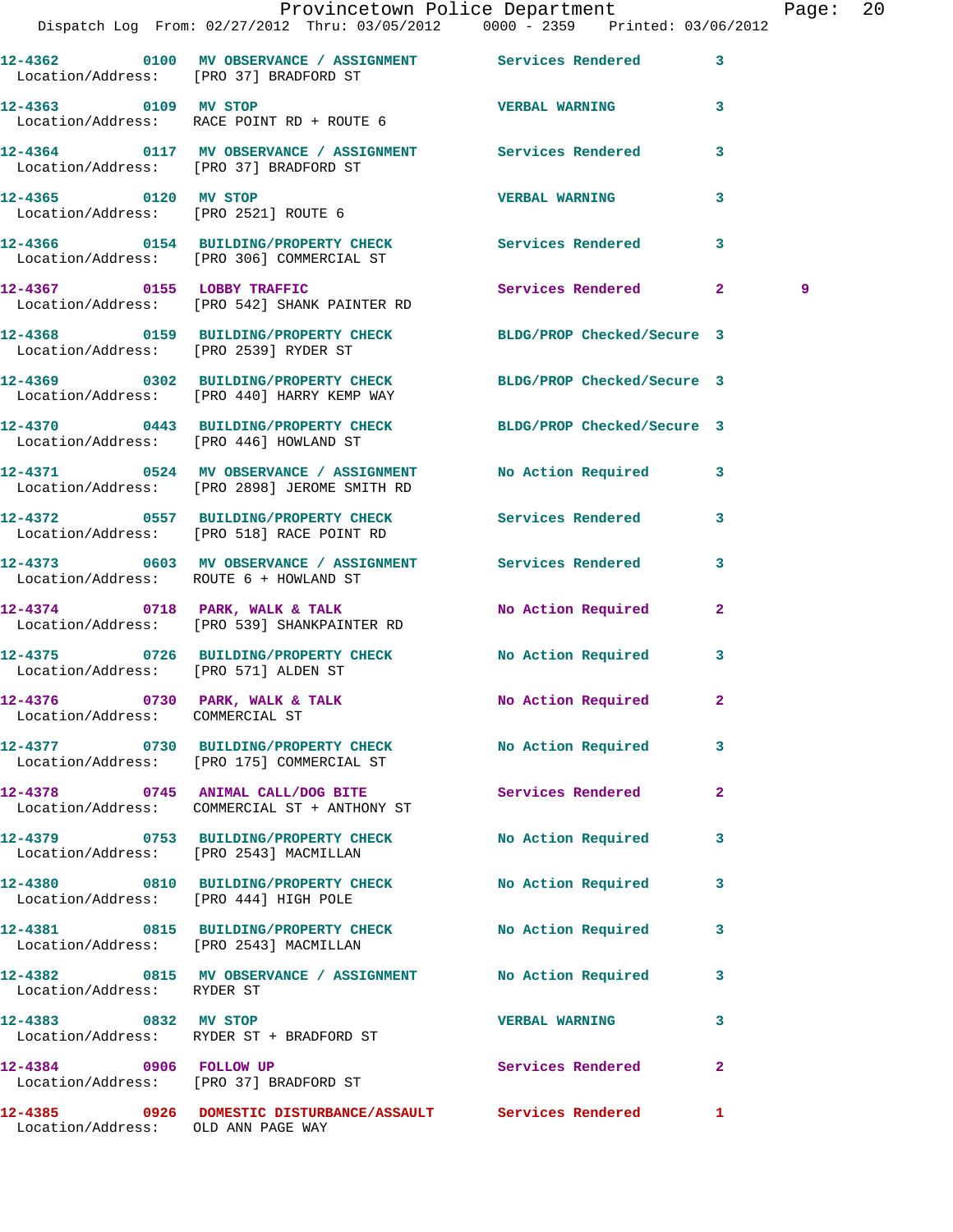| | | | | | |
|---|---|---|---|---|---|
| 12-4362 | 0100 | MV OBSERVANCE / ASSIGNMENT | Services Rendered | 3 | |
| Location/Address: | [PRO 37] BRADFORD ST | | | | |
| 12-4363 | 0109 | MV STOP | VERBAL WARNING | 3 | |
| Location/Address: | RACE POINT RD + ROUTE 6 | | | | |
| 12-4364 | 0117 | MV OBSERVANCE / ASSIGNMENT | Services Rendered | 3 | |
| Location/Address: | [PRO 37] BRADFORD ST | | | | |
| 12-4365 | 0120 | MV STOP | VERBAL WARNING | 3 | |
| Location/Address: | [PRO 2521] ROUTE 6 | | | | |
| 12-4366 | 0154 | BUILDING/PROPERTY CHECK | Services Rendered | 3 | |
| Location/Address: | [PRO 306] COMMERCIAL ST | | | | |
| 12-4367 | 0155 | LOBBY TRAFFIC | Services Rendered | 2 | 9 |
| Location/Address: | [PRO 542] SHANK PAINTER RD | | | | |
| 12-4368 | 0159 | BUILDING/PROPERTY CHECK | BLDG/PROP Checked/Secure | 3 | |
| Location/Address: | [PRO 2539] RYDER ST | | | | |
| 12-4369 | 0302 | BUILDING/PROPERTY CHECK | BLDG/PROP Checked/Secure | 3 | |
| Location/Address: | [PRO 440] HARRY KEMP WAY | | | | |
| 12-4370 | 0443 | BUILDING/PROPERTY CHECK | BLDG/PROP Checked/Secure | 3 | |
| Location/Address: | [PRO 446] HOWLAND ST | | | | |
| 12-4371 | 0524 | MV OBSERVANCE / ASSIGNMENT | No Action Required | 3 | |
| Location/Address: | [PRO 2898] JEROME SMITH RD | | | | |
| 12-4372 | 0557 | BUILDING/PROPERTY CHECK | Services Rendered | 3 | |
| Location/Address: | [PRO 518] RACE POINT RD | | | | |
| 12-4373 | 0603 | MV OBSERVANCE / ASSIGNMENT | Services Rendered | 3 | |
| Location/Address: | ROUTE 6 + HOWLAND ST | | | | |
| 12-4374 | 0718 | PARK, WALK & TALK | No Action Required | 2 | |
| Location/Address: | [PRO 539] SHANKPAINTER RD | | | | |
| 12-4375 | 0726 | BUILDING/PROPERTY CHECK | No Action Required | 3 | |
| Location/Address: | [PRO 571] ALDEN ST | | | | |
| 12-4376 | 0730 | PARK, WALK & TALK | No Action Required | 2 | |
| Location/Address: | COMMERCIAL ST | | | | |
| 12-4377 | 0730 | BUILDING/PROPERTY CHECK | No Action Required | 3 | |
| Location/Address: | [PRO 175] COMMERCIAL ST | | | | |
| 12-4378 | 0745 | ANIMAL CALL/DOG BITE | Services Rendered | 2 | |
| Location/Address: | COMMERCIAL ST + ANTHONY ST | | | | |
| 12-4379 | 0753 | BUILDING/PROPERTY CHECK | No Action Required | 3 | |
| Location/Address: | [PRO 2543] MACMILLAN | | | | |
| 12-4380 | 0810 | BUILDING/PROPERTY CHECK | No Action Required | 3 | |
| Location/Address: | [PRO 444] HIGH POLE | | | | |
| 12-4381 | 0815 | BUILDING/PROPERTY CHECK | No Action Required | 3 | |
| Location/Address: | [PRO 2543] MACMILLAN | | | | |
| 12-4382 | 0815 | MV OBSERVANCE / ASSIGNMENT | No Action Required | 3 | |
| Location/Address: | RYDER ST | | | | |
| 12-4383 | 0832 | MV STOP | VERBAL WARNING | 3 | |
| Location/Address: | RYDER ST + BRADFORD ST | | | | |
| 12-4384 | 0906 | FOLLOW UP | Services Rendered | 2 | |
| Location/Address: | [PRO 37] BRADFORD ST | | | | |
| 12-4385 | 0926 | DOMESTIC DISTURBANCE/ASSAULT | Services Rendered | 1 | |
| Location/Address: | OLD ANN PAGE WAY | | | | |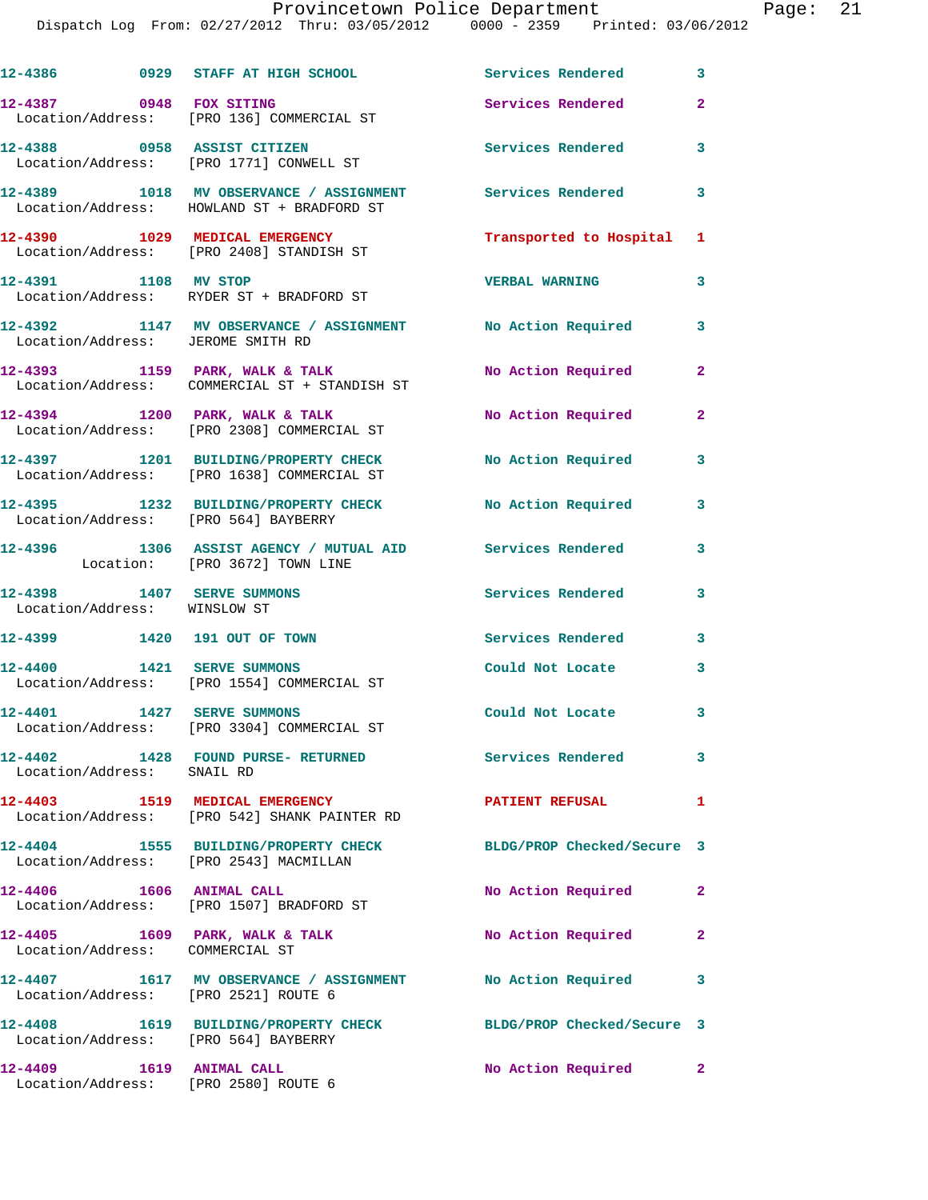12-4386 0929 STAFF AT HIGH SCHOOL Services Rendered 3

12-4387 0948 FOX SITING Services Rendered 2
Location/Address: [PRO 136] COMMERCIAL ST

12-4388 0958 ASSIST CITIZEN Services Rendered 3
Location/Address: [PRO 1771] CONWELL ST

12-4389 1018 MV OBSERVANCE / ASSIGNMENT Services Rendered 3
Location/Address: HOWLAND ST + BRADFORD ST

12-4390 1029 MEDICAL EMERGENCY Transported to Hospital 1
Location/Address: [PRO 2408] STANDISH ST

12-4391 1108 MV STOP VERBAL WARNING 3
Location/Address: RYDER ST + BRADFORD ST

12-4392 1147 MV OBSERVANCE / ASSIGNMENT No Action Required 3
Location/Address: JEROME SMITH RD

12-4393 1159 PARK, WALK & TALK No Action Required 2
Location/Address: COMMERCIAL ST + STANDISH ST

12-4394 1200 PARK, WALK & TALK No Action Required 2
Location/Address: [PRO 2308] COMMERCIAL ST

12-4397 1201 BUILDING/PROPERTY CHECK No Action Required 3
Location/Address: [PRO 1638] COMMERCIAL ST

12-4395 1232 BUILDING/PROPERTY CHECK No Action Required 3
Location/Address: [PRO 564] BAYBERRY

12-4396 1306 ASSIST AGENCY / MUTUAL AID Services Rendered 3
Location: [PRO 3672] TOWN LINE

12-4398 1407 SERVE SUMMONS Services Rendered 3
Location/Address: WINSLOW ST

12-4399 1420 191 OUT OF TOWN Services Rendered 3

12-4400 1421 SERVE SUMMONS Could Not Locate 3
Location/Address: [PRO 1554] COMMERCIAL ST

12-4401 1427 SERVE SUMMONS Could Not Locate 3
Location/Address: [PRO 3304] COMMERCIAL ST

12-4402 1428 FOUND PURSE- RETURNED Services Rendered 3
Location/Address: SNAIL RD

12-4403 1519 MEDICAL EMERGENCY PATIENT REFUSAL 1
Location/Address: [PRO 542] SHANK PAINTER RD

12-4404 1555 BUILDING/PROPERTY CHECK BLDG/PROP Checked/Secure 3
Location/Address: [PRO 2543] MACMILLAN

12-4406 1606 ANIMAL CALL No Action Required 2
Location/Address: [PRO 1507] BRADFORD ST

12-4405 1609 PARK, WALK & TALK No Action Required 2
Location/Address: COMMERCIAL ST

12-4407 1617 MV OBSERVANCE / ASSIGNMENT No Action Required 3
Location/Address: [PRO 2521] ROUTE 6

12-4408 1619 BUILDING/PROPERTY CHECK BLDG/PROP Checked/Secure 3
Location/Address: [PRO 564] BAYBERRY

12-4409 1619 ANIMAL CALL No Action Required 2
Location/Address: [PRO 2580] ROUTE 6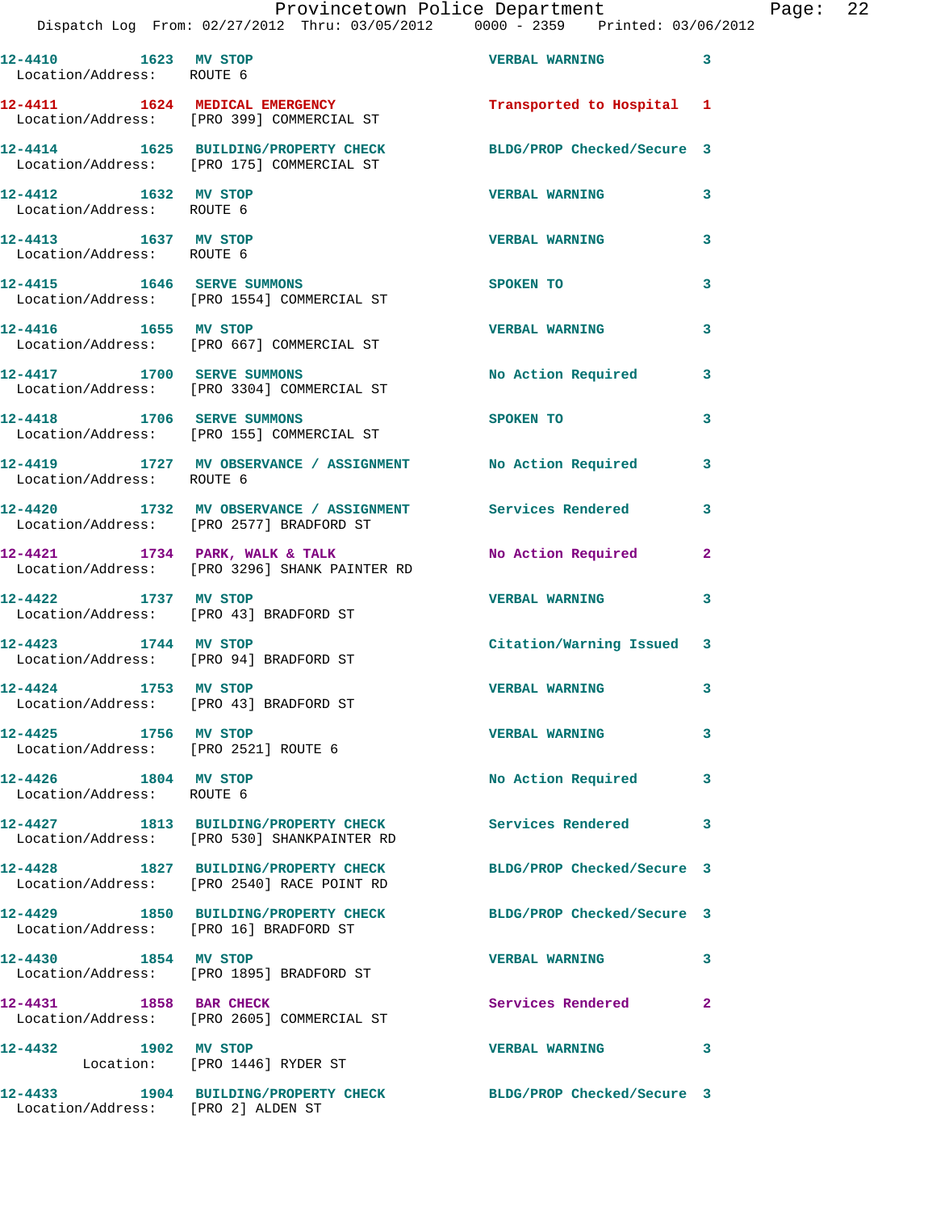12-4410 1623 MV STOP VERBAL WARNING 3
Location/Address: ROUTE 6

12-4411 1624 MEDICAL EMERGENCY Transported to Hospital 1
Location/Address: [PRO 399] COMMERCIAL ST

12-4414 1625 BUILDING/PROPERTY CHECK BLDG/PROP Checked/Secure 3
Location/Address: [PRO 175] COMMERCIAL ST

12-4412 1632 MV STOP VERBAL WARNING 3
Location/Address: ROUTE 6

12-4413 1637 MV STOP VERBAL WARNING 3
Location/Address: ROUTE 6

12-4415 1646 SERVE SUMMONS SPOKEN TO 3
Location/Address: [PRO 1554] COMMERCIAL ST

12-4416 1655 MV STOP VERBAL WARNING 3
Location/Address: [PRO 667] COMMERCIAL ST

12-4417 1700 SERVE SUMMONS No Action Required 3
Location/Address: [PRO 3304] COMMERCIAL ST

12-4418 1706 SERVE SUMMONS SPOKEN TO 3
Location/Address: [PRO 155] COMMERCIAL ST

12-4419 1727 MV OBSERVANCE / ASSIGNMENT No Action Required 3
Location/Address: ROUTE 6

12-4420 1732 MV OBSERVANCE / ASSIGNMENT Services Rendered 3
Location/Address: [PRO 2577] BRADFORD ST

12-4421 1734 PARK, WALK & TALK No Action Required 2
Location/Address: [PRO 3296] SHANK PAINTER RD

12-4422 1737 MV STOP VERBAL WARNING 3
Location/Address: [PRO 43] BRADFORD ST

12-4423 1744 MV STOP Citation/Warning Issued 3
Location/Address: [PRO 94] BRADFORD ST

12-4424 1753 MV STOP VERBAL WARNING 3
Location/Address: [PRO 43] BRADFORD ST

12-4425 1756 MV STOP VERBAL WARNING 3
Location/Address: [PRO 2521] ROUTE 6

12-4426 1804 MV STOP No Action Required 3
Location/Address: ROUTE 6

12-4427 1813 BUILDING/PROPERTY CHECK Services Rendered 3
Location/Address: [PRO 530] SHANKPAINTER RD

12-4428 1827 BUILDING/PROPERTY CHECK BLDG/PROP Checked/Secure 3
Location/Address: [PRO 2540] RACE POINT RD

12-4429 1850 BUILDING/PROPERTY CHECK BLDG/PROP Checked/Secure 3
Location/Address: [PRO 16] BRADFORD ST

12-4430 1854 MV STOP VERBAL WARNING 3
Location/Address: [PRO 1895] BRADFORD ST

12-4431 1858 BAR CHECK Services Rendered 2
Location/Address: [PRO 2605] COMMERCIAL ST

12-4432 1902 MV STOP VERBAL WARNING 3
Location: [PRO 1446] RYDER ST

12-4433 1904 BUILDING/PROPERTY CHECK BLDG/PROP Checked/Secure 3
Location/Address: [PRO 2] ALDEN ST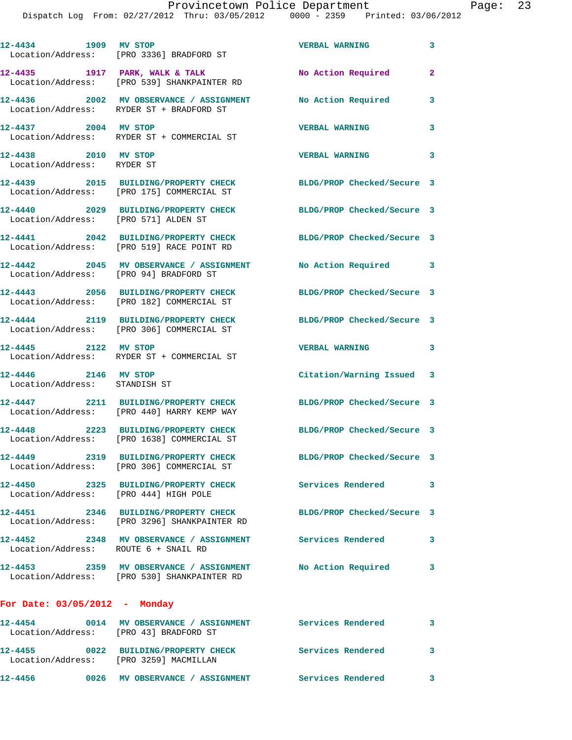12-4434 1909 MV STOP VERBAL WARNING 3
Location/Address: [PRO 3336] BRADFORD ST

12-4435 1917 PARK, WALK & TALK No Action Required 2
Location/Address: [PRO 539] SHANKPAINTER RD

12-4436 2002 MV OBSERVANCE / ASSIGNMENT No Action Required 3
Location/Address: RYDER ST + BRADFORD ST

12-4437 2004 MV STOP VERBAL WARNING 3
Location/Address: RYDER ST + COMMERCIAL ST

12-4438 2010 MV STOP VERBAL WARNING 3
Location/Address: RYDER ST

12-4439 2015 BUILDING/PROPERTY CHECK BLDG/PROP Checked/Secure 3
Location/Address: [PRO 175] COMMERCIAL ST

12-4440 2029 BUILDING/PROPERTY CHECK BLDG/PROP Checked/Secure 3
Location/Address: [PRO 571] ALDEN ST

12-4441 2042 BUILDING/PROPERTY CHECK BLDG/PROP Checked/Secure 3
Location/Address: [PRO 519] RACE POINT RD

12-4442 2045 MV OBSERVANCE / ASSIGNMENT No Action Required 3
Location/Address: [PRO 94] BRADFORD ST

12-4443 2056 BUILDING/PROPERTY CHECK BLDG/PROP Checked/Secure 3
Location/Address: [PRO 182] COMMERCIAL ST

12-4444 2119 BUILDING/PROPERTY CHECK BLDG/PROP Checked/Secure 3
Location/Address: [PRO 306] COMMERCIAL ST

12-4445 2122 MV STOP VERBAL WARNING 3
Location/Address: RYDER ST + COMMERCIAL ST

12-4446 2146 MV STOP Citation/Warning Issued 3
Location/Address: STANDISH ST

12-4447 2211 BUILDING/PROPERTY CHECK BLDG/PROP Checked/Secure 3
Location/Address: [PRO 440] HARRY KEMP WAY

12-4448 2223 BUILDING/PROPERTY CHECK BLDG/PROP Checked/Secure 3
Location/Address: [PRO 1638] COMMERCIAL ST

12-4449 2319 BUILDING/PROPERTY CHECK BLDG/PROP Checked/Secure 3
Location/Address: [PRO 306] COMMERCIAL ST

12-4450 2325 BUILDING/PROPERTY CHECK Services Rendered 3
Location/Address: [PRO 444] HIGH POLE

12-4451 2346 BUILDING/PROPERTY CHECK BLDG/PROP Checked/Secure 3
Location/Address: [PRO 3296] SHANKPAINTER RD

12-4452 2348 MV OBSERVANCE / ASSIGNMENT Services Rendered 3
Location/Address: ROUTE 6 + SNAIL RD

12-4453 2359 MV OBSERVANCE / ASSIGNMENT No Action Required 3
Location/Address: [PRO 530] SHANKPAINTER RD

**For Date: 03/05/2012 - Monday**

12-4454 0014 MV OBSERVANCE / ASSIGNMENT Services Rendered 3
Location/Address: [PRO 43] BRADFORD ST

12-4455 0022 BUILDING/PROPERTY CHECK Services Rendered 3
Location/Address: [PRO 3259] MACMILLAN

12-4456 0026 MV OBSERVANCE / ASSIGNMENT Services Rendered 3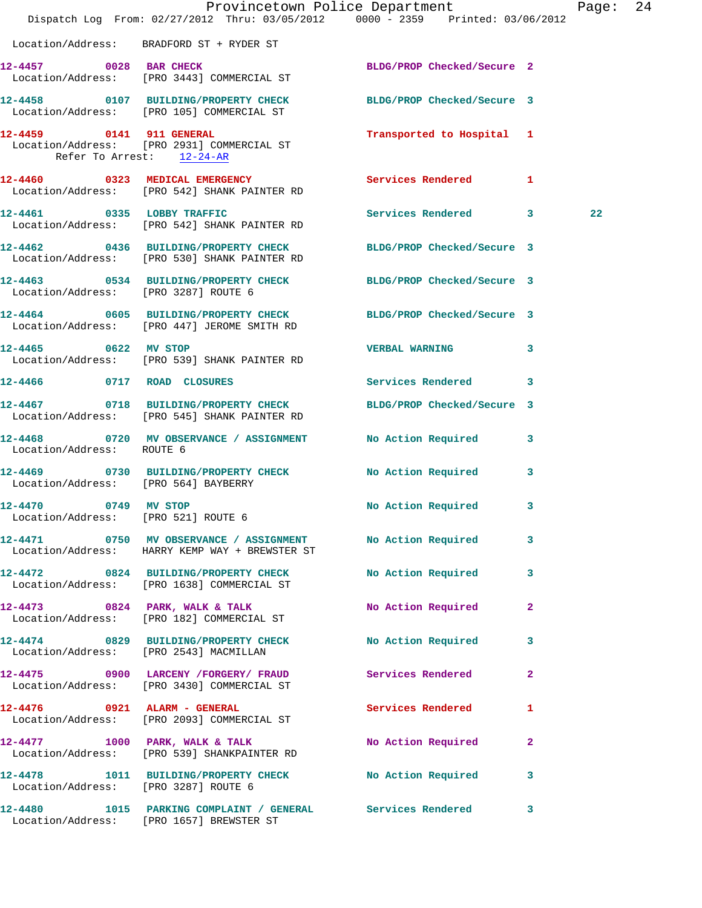Location/Address: BRADFORD ST + RYDER ST

12-4457 0028 BAR CHECK BLDG/PROP Checked/Secure 2
Location/Address: [PRO 3443] COMMERCIAL ST

12-4458 0107 BUILDING/PROPERTY CHECK BLDG/PROP Checked/Secure 3
Location/Address: [PRO 105] COMMERCIAL ST

12-4459 0141 911 GENERAL Transported to Hospital 1
Location/Address: [PRO 2931] COMMERCIAL ST
Refer To Arrest: 12-24-AR

12-4460 0323 MEDICAL EMERGENCY Services Rendered 1
Location/Address: [PRO 542] SHANK PAINTER RD

12-4461 0335 LOBBY TRAFFIC Services Rendered 3 22
Location/Address: [PRO 542] SHANK PAINTER RD

12-4462 0436 BUILDING/PROPERTY CHECK BLDG/PROP Checked/Secure 3
Location/Address: [PRO 530] SHANK PAINTER RD

12-4463 0534 BUILDING/PROPERTY CHECK BLDG/PROP Checked/Secure 3
Location/Address: [PRO 3287] ROUTE 6

12-4464 0605 BUILDING/PROPERTY CHECK BLDG/PROP Checked/Secure 3
Location/Address: [PRO 447] JEROME SMITH RD

12-4465 0622 MV STOP VERBAL WARNING 3
Location/Address: [PRO 539] SHANK PAINTER RD

12-4466 0717 ROAD CLOSURES Services Rendered 3

12-4467 0718 BUILDING/PROPERTY CHECK BLDG/PROP Checked/Secure 3
Location/Address: [PRO 545] SHANK PAINTER RD

12-4468 0720 MV OBSERVANCE / ASSIGNMENT No Action Required 3
Location/Address: ROUTE 6

12-4469 0730 BUILDING/PROPERTY CHECK No Action Required 3
Location/Address: [PRO 564] BAYBERRY

12-4470 0749 MV STOP No Action Required 3
Location/Address: [PRO 521] ROUTE 6

12-4471 0750 MV OBSERVANCE / ASSIGNMENT No Action Required 3
Location/Address: HARRY KEMP WAY + BREWSTER ST

12-4472 0824 BUILDING/PROPERTY CHECK No Action Required 3
Location/Address: [PRO 1638] COMMERCIAL ST

12-4473 0824 PARK, WALK & TALK No Action Required 2
Location/Address: [PRO 182] COMMERCIAL ST

12-4474 0829 BUILDING/PROPERTY CHECK No Action Required 3
Location/Address: [PRO 2543] MACMILLAN

12-4475 0900 LARCENY /FORGERY/ FRAUD Services Rendered 2
Location/Address: [PRO 3430] COMMERCIAL ST

12-4476 0921 ALARM - GENERAL Services Rendered 1
Location/Address: [PRO 2093] COMMERCIAL ST

12-4477 1000 PARK, WALK & TALK No Action Required 2
Location/Address: [PRO 539] SHANKPAINTER RD

12-4478 1011 BUILDING/PROPERTY CHECK No Action Required 3
Location/Address: [PRO 3287] ROUTE 6

12-4480 1015 PARKING COMPLAINT / GENERAL Services Rendered 3
Location/Address: [PRO 1657] BREWSTER ST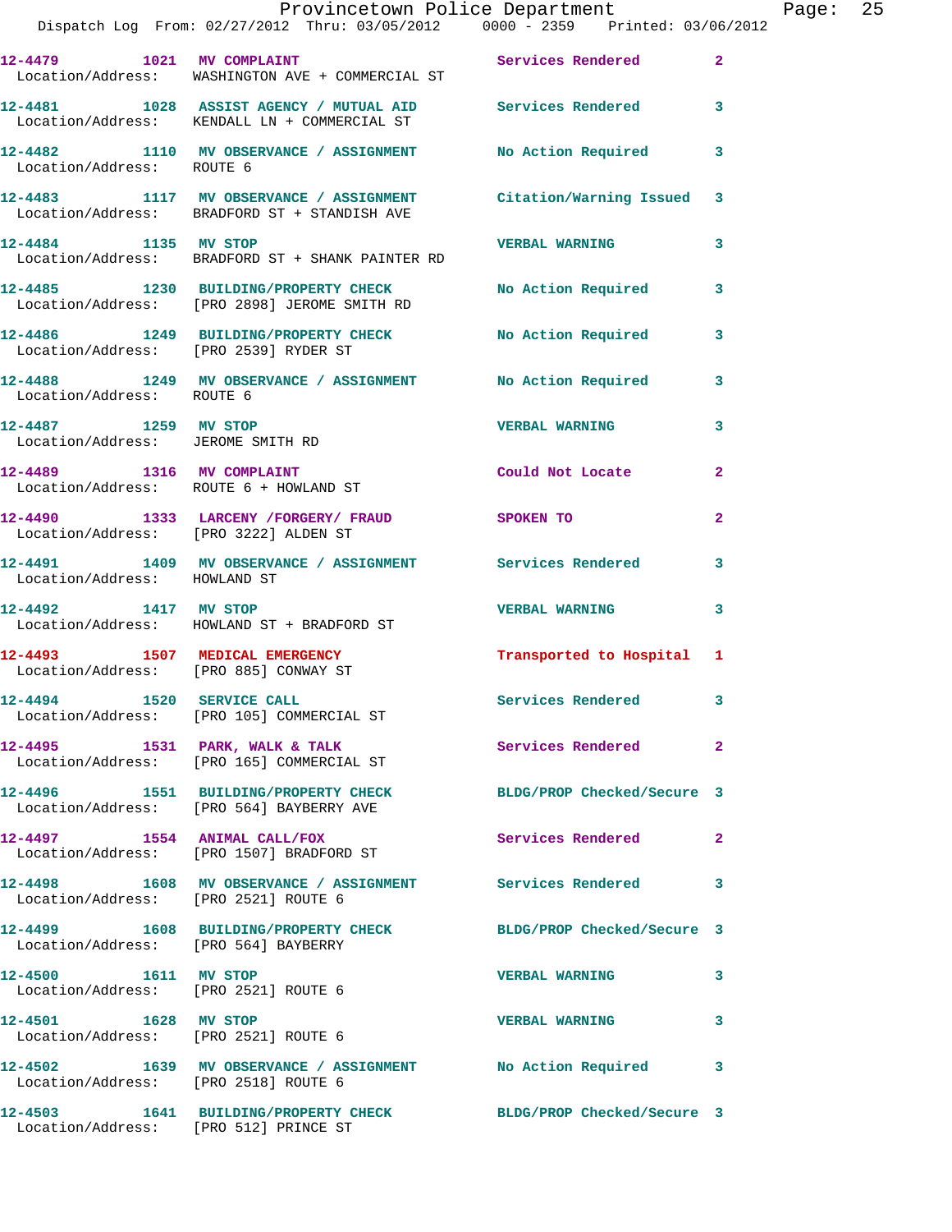12-4479 1021 MV COMPLAINT Services Rendered 2
Location/Address: WASHINGTON AVE + COMMERCIAL ST

12-4481 1028 ASSIST AGENCY / MUTUAL AID Services Rendered 3
Location/Address: KENDALL LN + COMMERCIAL ST

12-4482 1110 MV OBSERVANCE / ASSIGNMENT No Action Required 3
Location/Address: ROUTE 6

12-4483 1117 MV OBSERVANCE / ASSIGNMENT Citation/Warning Issued 3
Location/Address: BRADFORD ST + STANDISH AVE

12-4484 1135 MV STOP VERBAL WARNING 3
Location/Address: BRADFORD ST + SHANK PAINTER RD

12-4485 1230 BUILDING/PROPERTY CHECK No Action Required 3
Location/Address: [PRO 2898] JEROME SMITH RD

12-4486 1249 BUILDING/PROPERTY CHECK No Action Required 3
Location/Address: [PRO 2539] RYDER ST

12-4488 1249 MV OBSERVANCE / ASSIGNMENT No Action Required 3
Location/Address: ROUTE 6

12-4487 1259 MV STOP VERBAL WARNING 3
Location/Address: JEROME SMITH RD

12-4489 1316 MV COMPLAINT Could Not Locate 2
Location/Address: ROUTE 6 + HOWLAND ST

12-4490 1333 LARCENY /FORGERY/ FRAUD SPOKEN TO 2
Location/Address: [PRO 3222] ALDEN ST

12-4491 1409 MV OBSERVANCE / ASSIGNMENT Services Rendered 3
Location/Address: HOWLAND ST

12-4492 1417 MV STOP VERBAL WARNING 3
Location/Address: HOWLAND ST + BRADFORD ST

12-4493 1507 MEDICAL EMERGENCY Transported to Hospital 1
Location/Address: [PRO 885] CONWAY ST

12-4494 1520 SERVICE CALL Services Rendered 3
Location/Address: [PRO 105] COMMERCIAL ST

12-4495 1531 PARK, WALK & TALK Services Rendered 2
Location/Address: [PRO 165] COMMERCIAL ST

12-4496 1551 BUILDING/PROPERTY CHECK BLDG/PROP Checked/Secure 3
Location/Address: [PRO 564] BAYBERRY AVE

12-4497 1554 ANIMAL CALL/FOX Services Rendered 2
Location/Address: [PRO 1507] BRADFORD ST

12-4498 1608 MV OBSERVANCE / ASSIGNMENT Services Rendered 3
Location/Address: [PRO 2521] ROUTE 6

12-4499 1608 BUILDING/PROPERTY CHECK BLDG/PROP Checked/Secure 3
Location/Address: [PRO 564] BAYBERRY

12-4500 1611 MV STOP VERBAL WARNING 3
Location/Address: [PRO 2521] ROUTE 6

12-4501 1628 MV STOP VERBAL WARNING 3
Location/Address: [PRO 2521] ROUTE 6

12-4502 1639 MV OBSERVANCE / ASSIGNMENT No Action Required 3
Location/Address: [PRO 2518] ROUTE 6

12-4503 1641 BUILDING/PROPERTY CHECK BLDG/PROP Checked/Secure 3
Location/Address: [PRO 512] PRINCE ST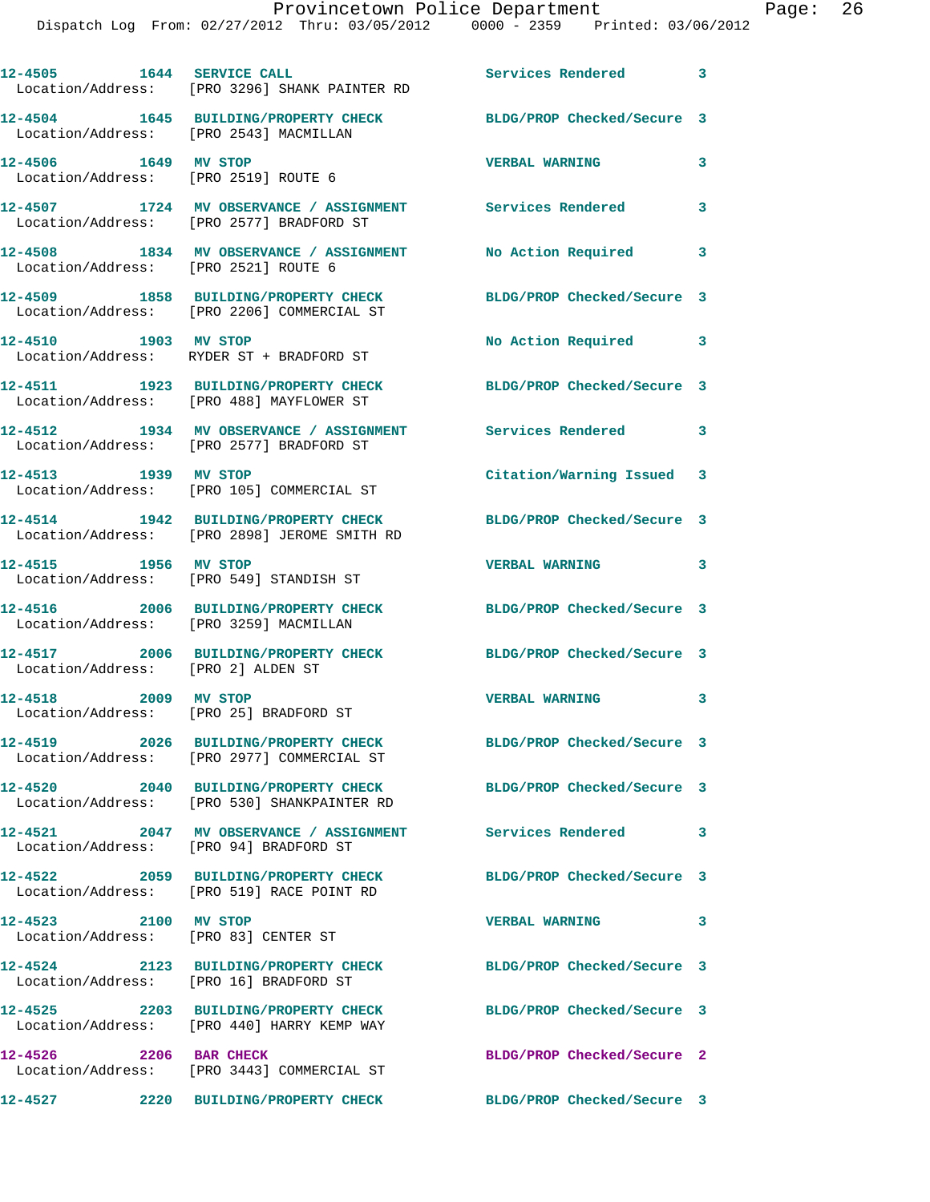12-4505 1644 SERVICE CALL Services Rendered 3
Location/Address: [PRO 3296] SHANK PAINTER RD

12-4504 1645 BUILDING/PROPERTY CHECK BLDG/PROP Checked/Secure 3
Location/Address: [PRO 2543] MACMILLAN

12-4506 1649 MV STOP VERBAL WARNING 3
Location/Address: [PRO 2519] ROUTE 6

12-4507 1724 MV OBSERVANCE / ASSIGNMENT Services Rendered 3
Location/Address: [PRO 2577] BRADFORD ST

12-4508 1834 MV OBSERVANCE / ASSIGNMENT No Action Required 3
Location/Address: [PRO 2521] ROUTE 6

12-4509 1858 BUILDING/PROPERTY CHECK BLDG/PROP Checked/Secure 3
Location/Address: [PRO 2206] COMMERCIAL ST

12-4510 1903 MV STOP No Action Required 3
Location/Address: RYDER ST + BRADFORD ST

12-4511 1923 BUILDING/PROPERTY CHECK BLDG/PROP Checked/Secure 3
Location/Address: [PRO 488] MAYFLOWER ST

12-4512 1934 MV OBSERVANCE / ASSIGNMENT Services Rendered 3
Location/Address: [PRO 2577] BRADFORD ST

12-4513 1939 MV STOP Citation/Warning Issued 3
Location/Address: [PRO 105] COMMERCIAL ST

12-4514 1942 BUILDING/PROPERTY CHECK BLDG/PROP Checked/Secure 3
Location/Address: [PRO 2898] JEROME SMITH RD

12-4515 1956 MV STOP VERBAL WARNING 3
Location/Address: [PRO 549] STANDISH ST

12-4516 2006 BUILDING/PROPERTY CHECK BLDG/PROP Checked/Secure 3
Location/Address: [PRO 3259] MACMILLAN

12-4517 2006 BUILDING/PROPERTY CHECK BLDG/PROP Checked/Secure 3
Location/Address: [PRO 2] ALDEN ST

12-4518 2009 MV STOP VERBAL WARNING 3
Location/Address: [PRO 25] BRADFORD ST

12-4519 2026 BUILDING/PROPERTY CHECK BLDG/PROP Checked/Secure 3
Location/Address: [PRO 2977] COMMERCIAL ST

12-4520 2040 BUILDING/PROPERTY CHECK BLDG/PROP Checked/Secure 3
Location/Address: [PRO 530] SHANKPAINTER RD

12-4521 2047 MV OBSERVANCE / ASSIGNMENT Services Rendered 3
Location/Address: [PRO 94] BRADFORD ST

12-4522 2059 BUILDING/PROPERTY CHECK BLDG/PROP Checked/Secure 3
Location/Address: [PRO 519] RACE POINT RD

12-4523 2100 MV STOP VERBAL WARNING 3
Location/Address: [PRO 83] CENTER ST

12-4524 2123 BUILDING/PROPERTY CHECK BLDG/PROP Checked/Secure 3
Location/Address: [PRO 16] BRADFORD ST

12-4525 2203 BUILDING/PROPERTY CHECK BLDG/PROP Checked/Secure 3
Location/Address: [PRO 440] HARRY KEMP WAY

12-4526 2206 BAR CHECK BLDG/PROP Checked/Secure 2
Location/Address: [PRO 3443] COMMERCIAL ST

12-4527 2220 BUILDING/PROPERTY CHECK BLDG/PROP Checked/Secure 3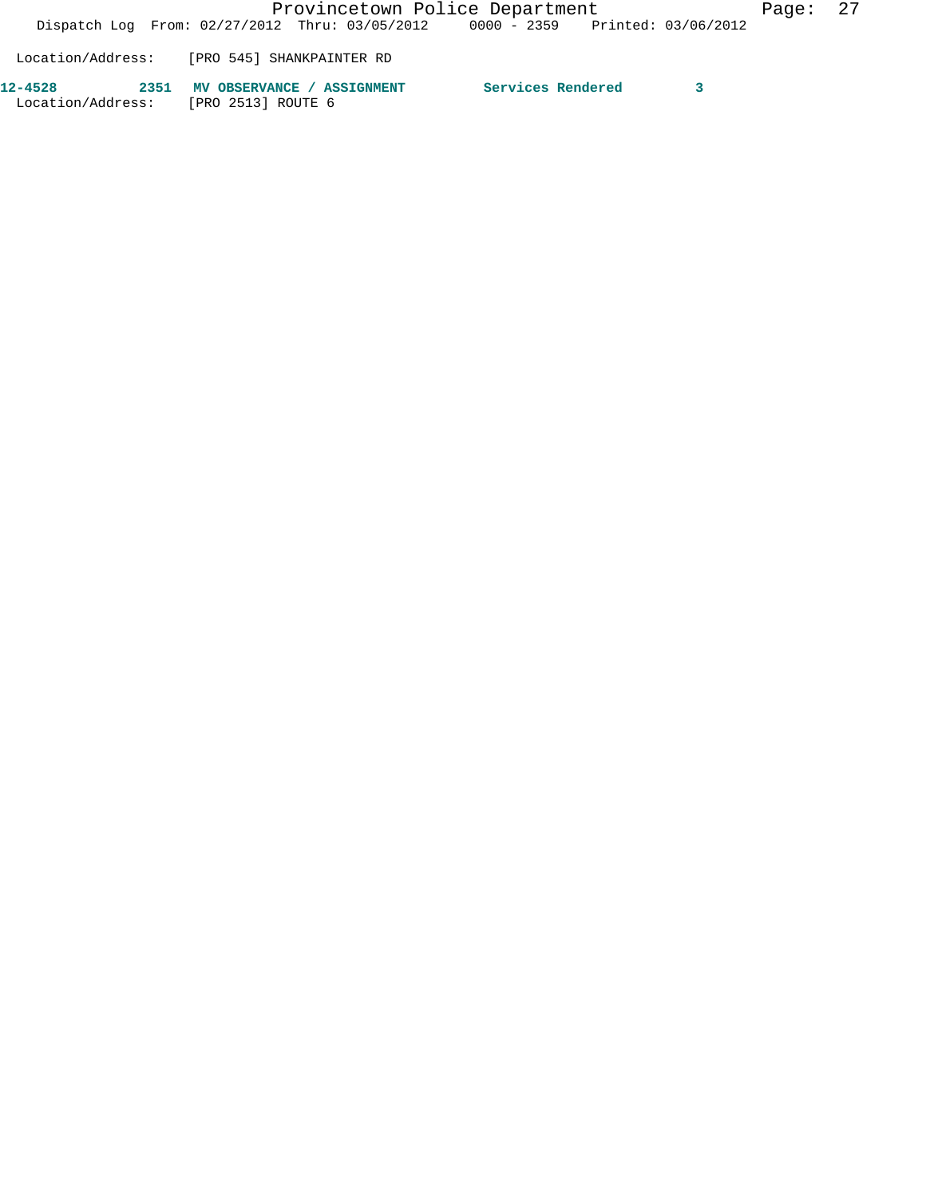Location/Address: [PRO 545] SHANKPAINTER RD

**12-4528 2351 MV OBSERVANCE / ASSIGNMENT Services Rendered 3**
Location/Address: [PRO 2513] ROUTE 6